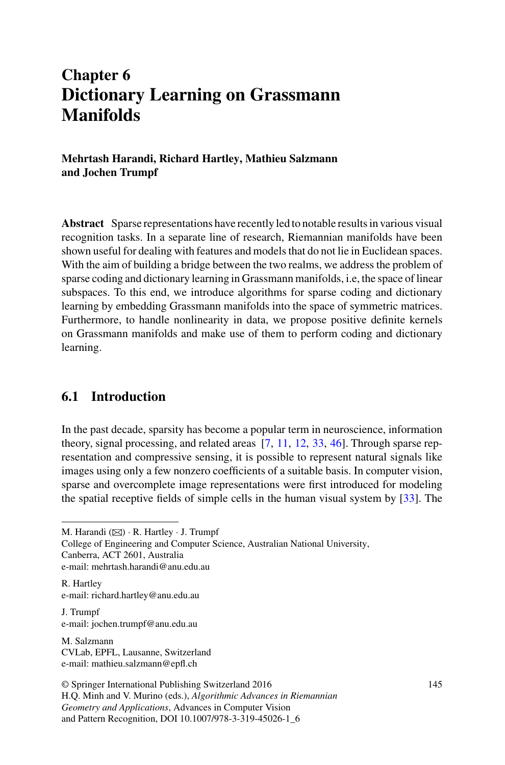# Chapter 6
# Dictionary Learning on Grassmann Manifolds

**Mehrtash Harandi, Richard Hartley, Mathieu Salzmann and Jochen Trumpf**

**Abstract** Sparse representations have recently led to notable results in various visual recognition tasks. In a separate line of research, Riemannian manifolds have been shown useful for dealing with features and models that do not lie in Euclidean spaces. With the aim of building a bridge between the two realms, we address the problem of sparse coding and dictionary learning in Grassmann manifolds, i.e, the space of linear subspaces. To this end, we introduce algorithms for sparse coding and dictionary learning by embedding Grassmann manifolds into the space of symmetric matrices. Furthermore, to handle nonlinearity in data, we propose positive definite kernels on Grassmann manifolds and make use of them to perform coding and dictionary learning.

## 6.1 Introduction

In the past decade, sparsity has become a popular term in neuroscience, information theory, signal processing, and related areas [7, 11, 12, 33, 46]. Through sparse representation and compressive sensing, it is possible to represent natural signals like images using only a few nonzero coefficients of a suitable basis. In computer vision, sparse and overcomplete image representations were first introduced for modeling the spatial receptive fields of simple cells in the human visual system by [33]. The

---

M. Harandi (✉) · R. Hartley · J. Trumpf
College of Engineering and Computer Science, Australian National University, Canberra, ACT 2601, Australia
e-mail: mehrtash.harandi@anu.edu.au

R. Hartley
e-mail: richard.hartley@anu.edu.au

J. Trumpf
e-mail: jochen.trumpf@anu.edu.au

M. Salzmann
CVLab, EPFL, Lausanne, Switzerland
e-mail: mathieu.salzmann@epfl.ch

© Springer International Publishing Switzerland 2016
H.Q. Minh and V. Murino (eds.), *Algorithmic Advances in Riemannian Geometry and Applications*, Advances in Computer Vision and Pattern Recognition, DOI 10.1007/978-3-319-45026-1_6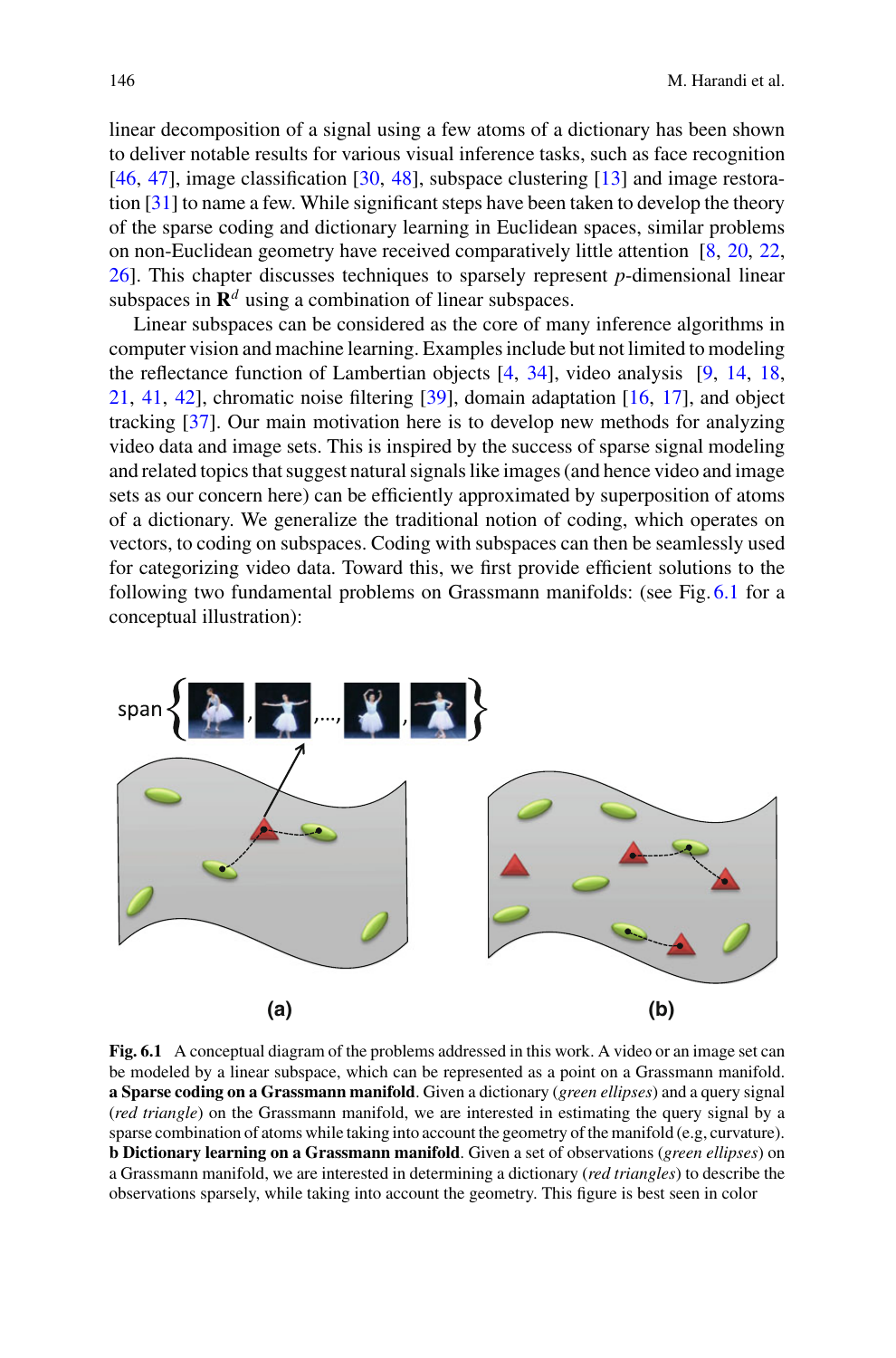linear decomposition of a signal using a few atoms of a dictionary has been shown to deliver notable results for various visual inference tasks, such as face recognition [46, 47], image classification [30, 48], subspace clustering [13] and image restoration [31] to name a few. While significant steps have been taken to develop the theory of the sparse coding and dictionary learning in Euclidean spaces, similar problems on non-Euclidean geometry have received comparatively little attention [8, 20, 22, 26]. This chapter discusses techniques to sparsely represent $p$-dimensional linear subspaces in $\mathbf{R}^d$ using a combination of linear subspaces.

Linear subspaces can be considered as the core of many inference algorithms in computer vision and machine learning. Examples include but not limited to modeling the reflectance function of Lambertian objects [4, 34], video analysis [9, 14, 18, 21, 41, 42], chromatic noise filtering [39], domain adaptation [16, 17], and object tracking [37]. Our main motivation here is to develop new methods for analyzing video data and image sets. This is inspired by the success of sparse signal modeling and related topics that suggest natural signals like images (and hence video and image sets as our concern here) can be efficiently approximated by superposition of atoms of a dictionary. We generalize the traditional notion of coding, which operates on vectors, to coding on subspaces. Coding with subspaces can then be seamlessly used for categorizing video data. Toward this, we first provide efficient solutions to the following two fundamental problems on Grassmann manifolds: (see Fig. 6.1 for a conceptual illustration):

**Fig. 6.1** A conceptual diagram of the problems addressed in this work. A video or an image set can be modeled by a linear subspace, which can be represented as a point on a Grassmann manifold. **a Sparse coding on a Grassmann manifold**. Given a dictionary (*green ellipses*) and a query signal (*red triangle*) on the Grassmann manifold, we are interested in estimating the query signal by a sparse combination of atoms while taking into account the geometry of the manifold (e.g, curvature). **b Dictionary learning on a Grassmann manifold**. Given a set of observations (*green ellipses*) on a Grassmann manifold, we are interested in determining a dictionary (*red triangles*) to describe the observations sparsely, while taking into account the geometry. This figure is best seen in color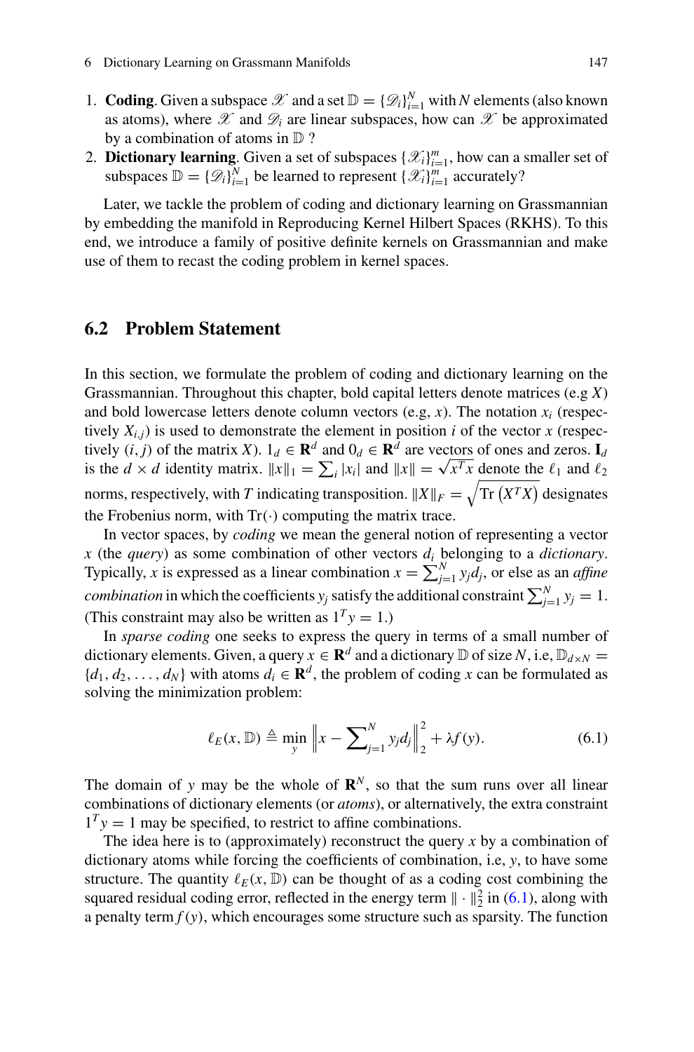1. **Coding**. Given a subspace $\mathscr{X}$ and a set $\mathbb{D} = \{\mathscr{D}_i\}_{i=1}^N$ with $N$ elements (also known as atoms), where $\mathscr{X}$ and $\mathscr{D}_i$ are linear subspaces, how can $\mathscr{X}$ be approximated by a combination of atoms in $\mathbb{D}$ ?
2. **Dictionary learning**. Given a set of subspaces $\{\mathscr{X}_i\}_{i=1}^m$, how can a smaller set of subspaces $\mathbb{D} = \{\mathscr{D}_i\}_{i=1}^N$ be learned to represent $\{\mathscr{X}_i\}_{i=1}^m$ accurately?

Later, we tackle the problem of coding and dictionary learning on Grassmannian by embedding the manifold in Reproducing Kernel Hilbert Spaces (RKHS). To this end, we introduce a family of positive definite kernels on Grassmannian and make use of them to recast the coding problem in kernel spaces.

## 6.2 Problem Statement

In this section, we formulate the problem of coding and dictionary learning on the Grassmannian. Throughout this chapter, bold capital letters denote matrices (e.g $X$) and bold lowercase letters denote column vectors (e.g, $x$). The notation $x_i$ (respectively $X_{i,j}$) is used to demonstrate the element in position $i$ of the vector $x$ (respectively $(i, j)$ of the matrix $X$). $1_d \in \mathbf{R}^d$ and $0_d \in \mathbf{R}^d$ are vectors of ones and zeros. $\mathbf{I}_d$ is the $d \times d$ identity matrix. $\|x\|_1 = \sum_i |x_i|$ and $\|x\| = \sqrt{x^T x}$ denote the $\ell_1$ and $\ell_2$ norms, respectively, with $T$ indicating transposition. $\|X\|_F = \sqrt{\mathrm{Tr}\left(X^T X\right)}$ designates the Frobenius norm, with $\mathrm{Tr}(\cdot)$ computing the matrix trace.

In vector spaces, by *coding* we mean the general notion of representing a vector $x$ (the *query*) as some combination of other vectors $d_i$ belonging to a *dictionary*. Typically, $x$ is expressed as a linear combination $x = \sum_{j=1}^N y_j d_j$, or else as an *affine combination* in which the coefficients $y_j$ satisfy the additional constraint $\sum_{j=1}^N y_j = 1$. (This constraint may also be written as $1^T y = 1$.)

In *sparse coding* one seeks to express the query in terms of a small number of dictionary elements. Given, a query $x \in \mathbf{R}^d$ and a dictionary $\mathbb{D}$ of size $N$, i.e, $\mathbb{D}_{d \times N} = \{d_1, d_2, \ldots, d_N\}$ with atoms $d_i \in \mathbf{R}^d$, the problem of coding $x$ can be formulated as solving the minimization problem:

$$\ell_E(x, \mathbb{D}) \triangleq \min_y \left\| x - \sum\nolimits_{j=1}^N y_j d_j \right\|_2^2 + \lambda f(y). \tag{6.1}$$

The domain of $y$ may be the whole of $\mathbf{R}^N$, so that the sum runs over all linear combinations of dictionary elements (or *atoms*), or alternatively, the extra constraint $1^T y = 1$ may be specified, to restrict to affine combinations.

The idea here is to (approximately) reconstruct the query $x$ by a combination of dictionary atoms while forcing the coefficients of combination, i.e, $y$, to have some structure. The quantity $\ell_E(x, \mathbb{D})$ can be thought of as a coding cost combining the squared residual coding error, reflected in the energy term $\| \cdot \|_2^2$ in (6.1), along with a penalty term $f(y)$, which encourages some structure such as sparsity. The function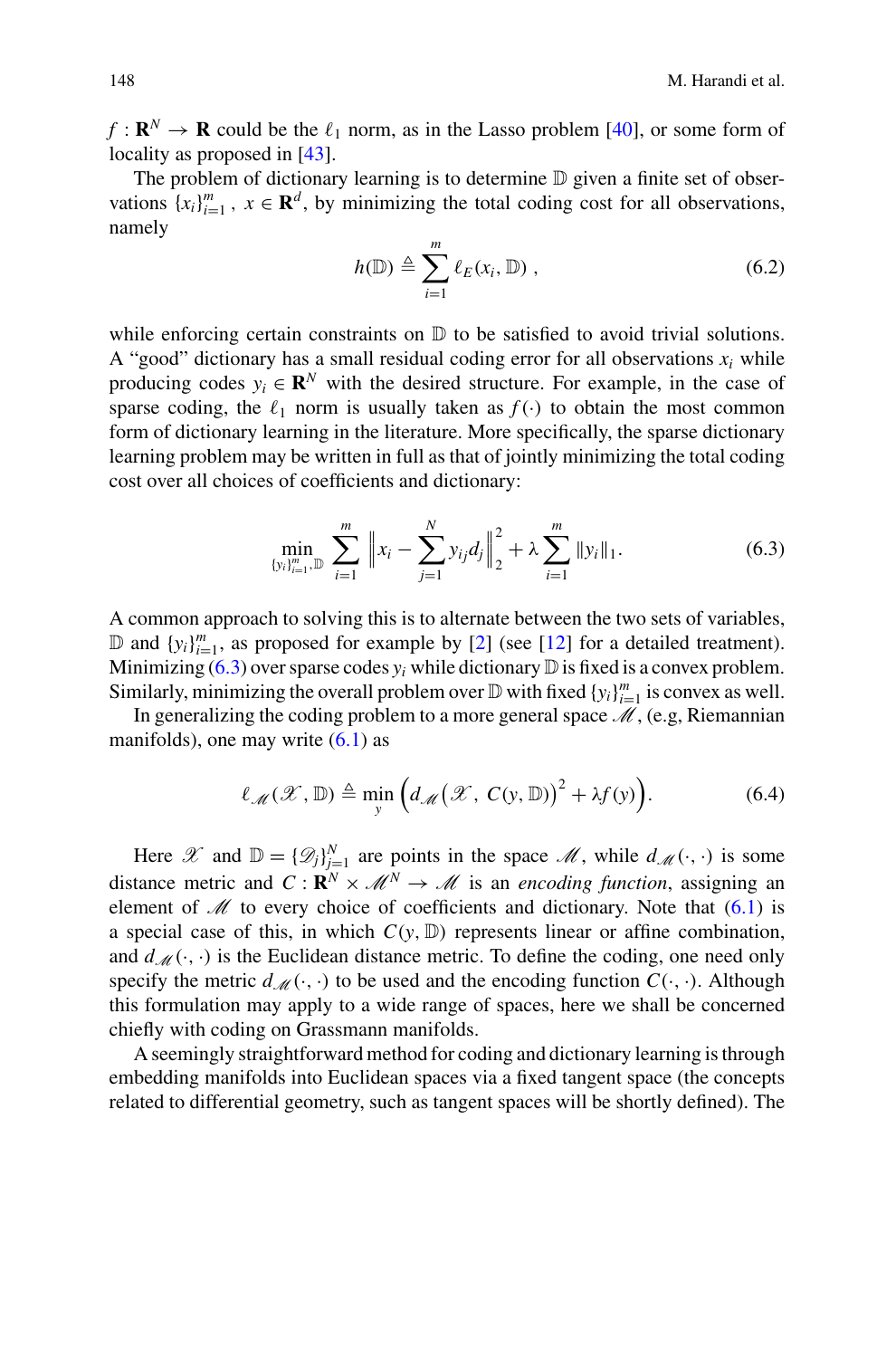$f : \mathbf{R}^N \to \mathbf{R}$ could be the $\ell_1$ norm, as in the Lasso problem [40], or some form of locality as proposed in [43].

The problem of dictionary learning is to determine $\mathbb{D}$ given a finite set of observations $\{x_i\}_{i=1}^m$, $x \in \mathbf{R}^d$, by minimizing the total coding cost for all observations, namely

$$h(\mathbb{D}) \triangleq \sum_{i=1}^{m} \ell_E(x_i, \mathbb{D}) \ , \tag{6.2}$$

while enforcing certain constraints on $\mathbb{D}$ to be satisfied to avoid trivial solutions. A "good" dictionary has a small residual coding error for all observations $x_i$ while producing codes $y_i \in \mathbf{R}^N$ with the desired structure. For example, in the case of sparse coding, the $\ell_1$ norm is usually taken as $f(\cdot)$ to obtain the most common form of dictionary learning in the literature. More specifically, the sparse dictionary learning problem may be written in full as that of jointly minimizing the total coding cost over all choices of coefficients and dictionary:

$$\min_{\{y_i\}_{i=1}^m, \mathbb{D}} \sum_{i=1}^{m} \left\| x_i - \sum_{j=1}^{N} y_{ij} d_j \right\|_2^2 + \lambda \sum_{i=1}^{m} \|y_i\|_1. \tag{6.3}$$

A common approach to solving this is to alternate between the two sets of variables, $\mathbb{D}$ and $\{y_i\}_{i=1}^m$, as proposed for example by [2] (see [12] for a detailed treatment). Minimizing (6.3) over sparse codes $y_i$ while dictionary $\mathbb{D}$ is fixed is a convex problem. Similarly, minimizing the overall problem over $\mathbb{D}$ with fixed $\{y_i\}_{i=1}^m$ is convex as well.

In generalizing the coding problem to a more general space $\mathscr{M}$, (e.g, Riemannian manifolds), one may write (6.1) as

$$\ell_{\mathscr{M}}(\mathscr{X}, \mathbb{D}) \triangleq \min_{y} \Big( d_{\mathscr{M}}\big(\mathscr{X},\ C(y, \mathbb{D})\big)^2 + \lambda f(y) \Big). \tag{6.4}$$

Here $\mathscr{X}$ and $\mathbb{D} = \{\mathscr{D}_j\}_{j=1}^N$ are points in the space $\mathscr{M}$, while $d_{\mathscr{M}}(\cdot, \cdot)$ is some distance metric and $C : \mathbf{R}^N \times \mathscr{M}^N \to \mathscr{M}$ is an *encoding function*, assigning an element of $\mathscr{M}$ to every choice of coefficients and dictionary. Note that (6.1) is a special case of this, in which $C(y, \mathbb{D})$ represents linear or affine combination, and $d_{\mathscr{M}}(\cdot, \cdot)$ is the Euclidean distance metric. To define the coding, one need only specify the metric $d_{\mathscr{M}}(\cdot, \cdot)$ to be used and the encoding function $C(\cdot, \cdot)$. Although this formulation may apply to a wide range of spaces, here we shall be concerned chiefly with coding on Grassmann manifolds.

A seemingly straightforward method for coding and dictionary learning is through embedding manifolds into Euclidean spaces via a fixed tangent space (the concepts related to differential geometry, such as tangent spaces will be shortly defined). The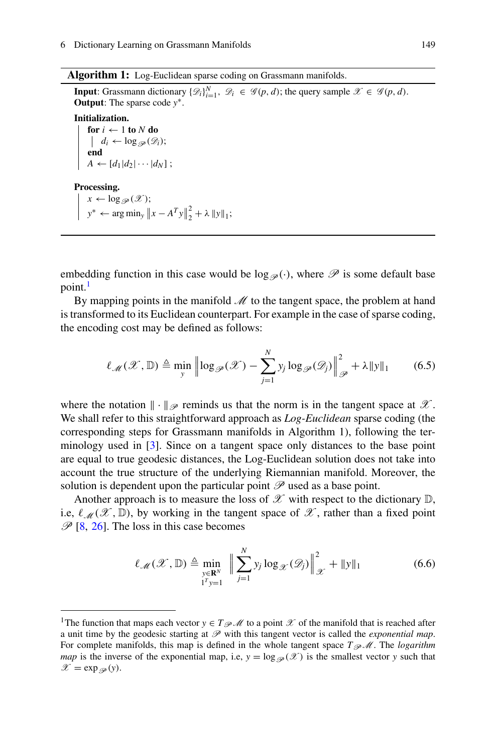**Algorithm 1:** Log-Euclidean sparse coding on Grassmann manifolds.

**Input**: Grassmann dictionary $\{\mathscr{D}_i\}_{i=1}^N$, $\mathscr{D}_i \in \mathscr{G}(p, d)$; the query sample $\mathscr{X} \in \mathscr{G}(p, d)$.
**Output**: The sparse code $y^*$.

**Initialization.**

- **for** $i \leftarrow 1$ **to** $N$ **do**
  - $d_i \leftarrow \log_{\mathscr{P}}(\mathscr{D}_i)$;
- **end**
- $A \leftarrow [d_1|d_2|\cdots|d_N]$ ;

**Processing.**

- $x \leftarrow \log_{\mathscr{P}}(\mathscr{X})$;
- $y^* \leftarrow \arg\min_y \left\|x - A^T y\right\|_2^2 + \lambda \left\|y\right\|_1$;

embedding function in this case would be $\log_{\mathscr{P}}(\cdot)$, where $\mathscr{P}$ is some default base point.[1]

By mapping points in the manifold $\mathscr{M}$ to the tangent space, the problem at hand is transformed to its Euclidean counterpart. For example in the case of sparse coding, the encoding cost may be defined as follows:

$$\ell_{\mathscr{M}}(\mathscr{X}, \mathbb{D}) \triangleq \min_y \left\| \log_{\mathscr{P}}(\mathscr{X}) - \sum_{j=1}^{N} y_j \log_{\mathscr{P}}(\mathscr{D}_j) \right\|_{\mathscr{P}}^2 + \lambda \|y\|_1 \tag{6.5}$$

where the notation $\|\cdot\|_{\mathscr{P}}$ reminds us that the norm is in the tangent space at $\mathscr{X}$. We shall refer to this straightforward approach as *Log-Euclidean* sparse coding (the corresponding steps for Grassmann manifolds in Algorithm 1), following the terminology used in [3]. Since on a tangent space only distances to the base point are equal to true geodesic distances, the Log-Euclidean solution does not take into account the true structure of the underlying Riemannian manifold. Moreover, the solution is dependent upon the particular point $\mathscr{P}$ used as a base point.

Another approach is to measure the loss of $\mathscr{X}$ with respect to the dictionary $\mathbb{D}$, i.e, $\ell_{\mathscr{M}}(\mathscr{X}, \mathbb{D})$, by working in the tangent space of $\mathscr{X}$, rather than a fixed point $\mathscr{P}$ [8, 26]. The loss in this case becomes

$$\ell_{\mathscr{M}}(\mathscr{X}, \mathbb{D}) \triangleq \min_{\substack{y \in \mathbf{R}^N \\ 1^T y = 1}} \left\| \sum_{j=1}^{N} y_j \log_{\mathscr{X}}(\mathscr{D}_j) \right\|_{\mathscr{X}}^2 + \|y\|_1 \tag{6.6}$$

---

[1] The function that maps each vector $y \in T_{\mathscr{P}}\mathscr{M}$ to a point $\mathscr{X}$ of the manifold that is reached after a unit time by the geodesic starting at $\mathscr{P}$ with this tangent vector is called the *exponential map*. For complete manifolds, this map is defined in the whole tangent space $T_{\mathscr{P}}\mathscr{M}$. The *logarithm map* is the inverse of the exponential map, i.e, $y = \log_{\mathscr{P}}(\mathscr{X})$ is the smallest vector $y$ such that $\mathscr{X} = \exp_{\mathscr{P}}(y)$.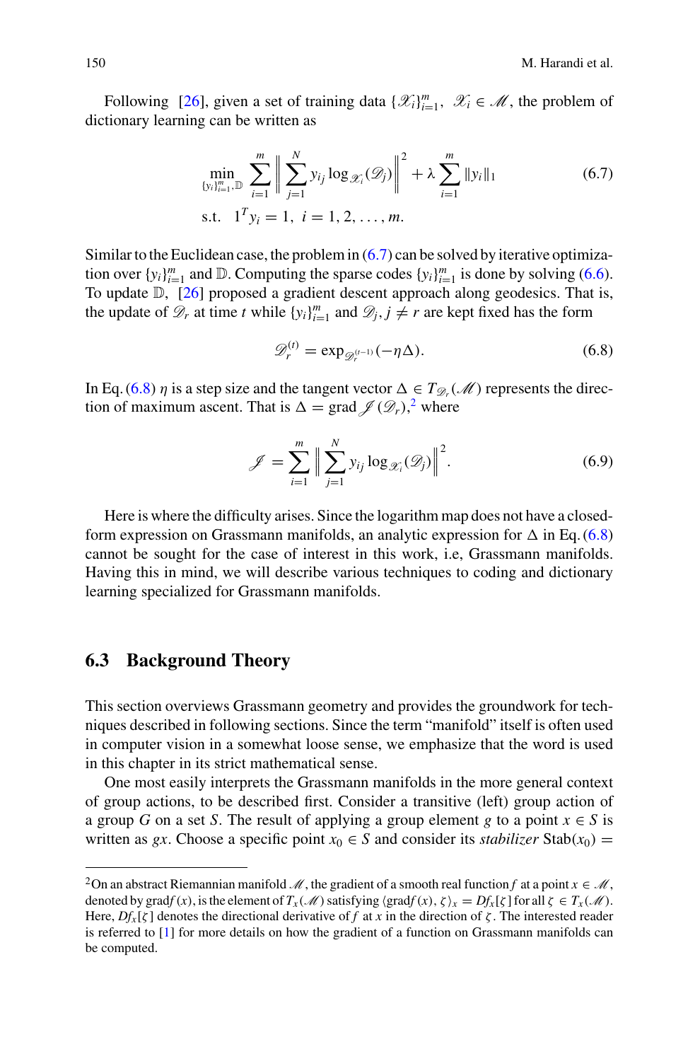Following [26], given a set of training data $\{\mathcal{X}_i\}_{i=1}^m$, $\mathcal{X}_i \in \mathcal{M}$, the problem of dictionary learning can be written as

$$\min_{\{y_i\}_{i=1}^m, \mathbb{D}} \sum_{i=1}^m \left\| \sum_{j=1}^N y_{ij} \log_{\mathcal{X}_i}(\mathcal{D}_j) \right\|^2 + \lambda \sum_{i=1}^m \|y_i\|_1 \tag{6.7}$$
$$\text{s.t.} \quad 1^T y_i = 1, \; i = 1, 2, \ldots, m.$$

Similar to the Euclidean case, the problem in (6.7) can be solved by iterative optimization over $\{y_i\}_{i=1}^m$ and $\mathbb{D}$. Computing the sparse codes $\{y_i\}_{i=1}^m$ is done by solving (6.6). To update $\mathbb{D}$, [26] proposed a gradient descent approach along geodesics. That is, the update of $\mathcal{D}_r$ at time $t$ while $\{y_i\}_{i=1}^m$ and $\mathcal{D}_j, j \neq r$ are kept fixed has the form

$$\mathcal{D}_r^{(t)} = \exp_{\mathcal{D}_r^{(t-1)}}(-\eta \Delta). \tag{6.8}$$

In Eq. (6.8) $\eta$ is a step size and the tangent vector $\Delta \in T_{\mathcal{D}_r}(\mathcal{M})$ represents the direction of maximum ascent. That is $\Delta = \text{grad}\, \mathcal{J}(\mathcal{D}_r)$,[2] where

$$\mathcal{J} = \sum_{i=1}^m \left\| \sum_{j=1}^N y_{ij} \log_{\mathcal{X}_i}(\mathcal{D}_j) \right\|^2. \tag{6.9}$$

Here is where the difficulty arises. Since the logarithm map does not have a closed-form expression on Grassmann manifolds, an analytic expression for $\Delta$ in Eq. (6.8) cannot be sought for the case of interest in this work, i.e, Grassmann manifolds. Having this in mind, we will describe various techniques to coding and dictionary learning specialized for Grassmann manifolds.

## 6.3 Background Theory

This section overviews Grassmann geometry and provides the groundwork for techniques described in following sections. Since the term "manifold" itself is often used in computer vision in a somewhat loose sense, we emphasize that the word is used in this chapter in its strict mathematical sense.

One most easily interprets the Grassmann manifolds in the more general context of group actions, to be described first. Consider a transitive (left) group action of a group $G$ on a set $S$. The result of applying a group element $g$ to a point $x \in S$ is written as $gx$. Choose a specific point $x_0 \in S$ and consider its *stabilizer* $\text{Stab}(x_0) =$

---

[2] On an abstract Riemannian manifold $\mathcal{M}$, the gradient of a smooth real function $f$ at a point $x \in \mathcal{M}$, denoted by $\text{grad}f(x)$, is the element of $T_x(\mathcal{M})$ satisfying $\langle \text{grad}f(x), \zeta \rangle_x = Df_x[\zeta]$ for all $\zeta \in T_x(\mathcal{M})$. Here, $Df_x[\zeta]$ denotes the directional derivative of $f$ at $x$ in the direction of $\zeta$. The interested reader is referred to [1] for more details on how the gradient of a function on Grassmann manifolds can be computed.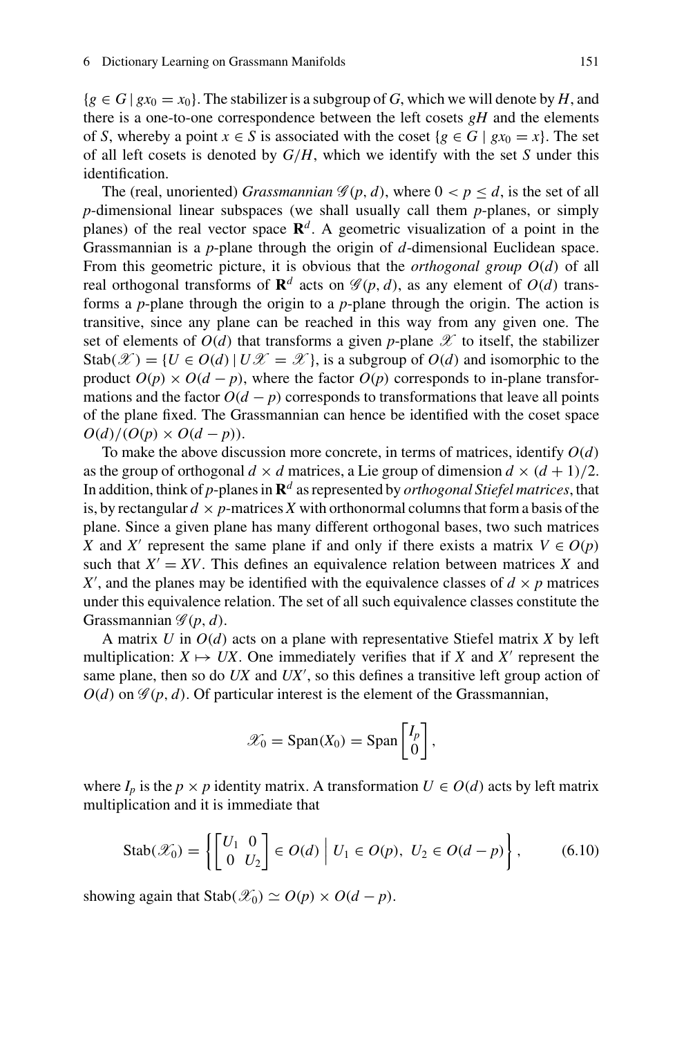$\{g \in G \mid gx_0 = x_0\}$. The stabilizer is a subgroup of $G$, which we will denote by $H$, and there is a one-to-one correspondence between the left cosets $gH$ and the elements of $S$, whereby a point $x \in S$ is associated with the coset $\{g \in G \mid gx_0 = x\}$. The set of all left cosets is denoted by $G/H$, which we identify with the set $S$ under this identification.

The (real, unoriented) *Grassmannian* $\mathscr{G}(p, d)$, where $0 < p \leq d$, is the set of all $p$-dimensional linear subspaces (we shall usually call them $p$-planes, or simply planes) of the real vector space $\mathbf{R}^d$. A geometric visualization of a point in the Grassmannian is a $p$-plane through the origin of $d$-dimensional Euclidean space. From this geometric picture, it is obvious that the *orthogonal group* $O(d)$ of all real orthogonal transforms of $\mathbf{R}^d$ acts on $\mathscr{G}(p, d)$, as any element of $O(d)$ transforms a $p$-plane through the origin to a $p$-plane through the origin. The action is transitive, since any plane can be reached in this way from any given one. The set of elements of $O(d)$ that transforms a given $p$-plane $\mathscr{X}$ to itself, the stabilizer $\mathrm{Stab}(\mathscr{X}) = \{U \in O(d) \mid U\mathscr{X} = \mathscr{X}\}$, is a subgroup of $O(d)$ and isomorphic to the product $O(p) \times O(d-p)$, where the factor $O(p)$ corresponds to in-plane transformations and the factor $O(d-p)$ corresponds to transformations that leave all points of the plane fixed. The Grassmannian can hence be identified with the coset space $O(d)/(O(p) \times O(d-p))$.

To make the above discussion more concrete, in terms of matrices, identify $O(d)$ as the group of orthogonal $d \times d$ matrices, a Lie group of dimension $d \times (d+1)/2$. In addition, think of $p$-planes in $\mathbf{R}^d$ as represented by *orthogonal Stiefel matrices*, that is, by rectangular $d \times p$-matrices $X$ with orthonormal columns that form a basis of the plane. Since a given plane has many different orthogonal bases, two such matrices $X$ and $X'$ represent the same plane if and only if there exists a matrix $V \in O(p)$ such that $X' = XV$. This defines an equivalence relation between matrices $X$ and $X'$, and the planes may be identified with the equivalence classes of $d \times p$ matrices under this equivalence relation. The set of all such equivalence classes constitute the Grassmannian $\mathscr{G}(p, d)$.

A matrix $U$ in $O(d)$ acts on a plane with representative Stiefel matrix $X$ by left multiplication: $X \mapsto UX$. One immediately verifies that if $X$ and $X'$ represent the same plane, then so do $UX$ and $UX'$, so this defines a transitive left group action of $O(d)$ on $\mathscr{G}(p, d)$. Of particular interest is the element of the Grassmannian,

$$\mathscr{X}_0 = \mathrm{Span}(X_0) = \mathrm{Span}\begin{bmatrix} I_p \\ 0 \end{bmatrix},$$

where $I_p$ is the $p \times p$ identity matrix. A transformation $U \in O(d)$ acts by left matrix multiplication and it is immediate that

$$\mathrm{Stab}(\mathscr{X}_0) = \left\{ \begin{bmatrix} U_1 & 0 \\ 0 & U_2 \end{bmatrix} \in O(d) \;\middle|\; U_1 \in O(p),\; U_2 \in O(d-p) \right\}, \tag{6.10}$$

showing again that $\mathrm{Stab}(\mathscr{X}_0) \simeq O(p) \times O(d-p)$.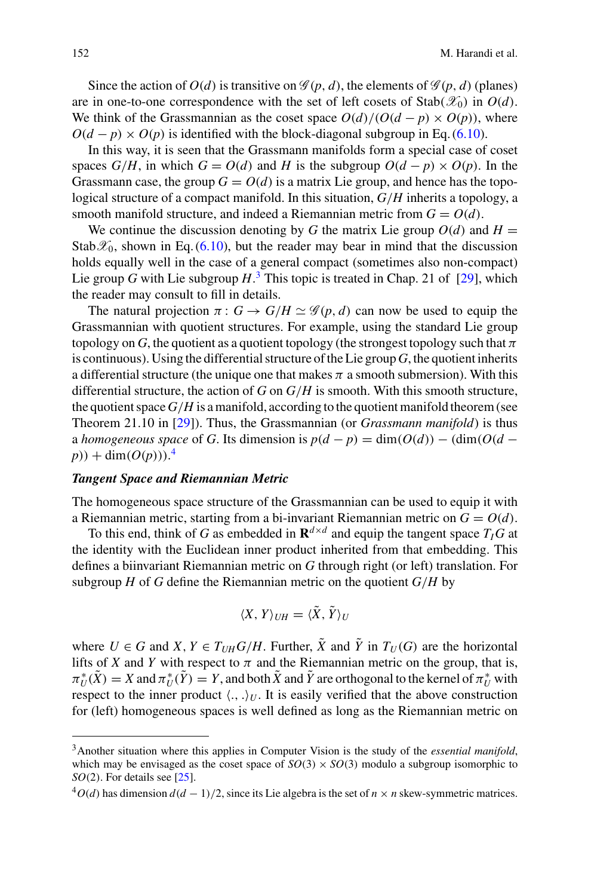Since the action of $O(d)$ is transitive on $\mathscr{G}(p, d)$, the elements of $\mathscr{G}(p, d)$ (planes) are in one-to-one correspondence with the set of left cosets of $\text{Stab}(\mathscr{X}_0)$ in $O(d)$. We think of the Grassmannian as the coset space $O(d)/(O(d-p) \times O(p))$, where $O(d-p) \times O(p)$ is identified with the block-diagonal subgroup in Eq. (6.10).

In this way, it is seen that the Grassmann manifolds form a special case of coset spaces $G/H$, in which $G = O(d)$ and $H$ is the subgroup $O(d-p) \times O(p)$. In the Grassmann case, the group $G = O(d)$ is a matrix Lie group, and hence has the topological structure of a compact manifold. In this situation, $G/H$ inherits a topology, a smooth manifold structure, and indeed a Riemannian metric from $G = O(d)$.

We continue the discussion denoting by $G$ the matrix Lie group $O(d)$ and $H = \text{Stab}\mathscr{X}_0$, shown in Eq. (6.10), but the reader may bear in mind that the discussion holds equally well in the case of a general compact (sometimes also non-compact) Lie group $G$ with Lie subgroup $H$.[3] This topic is treated in Chap. 21 of [29], which the reader may consult to fill in details.

The natural projection $\pi : G \to G/H \simeq \mathscr{G}(p, d)$ can now be used to equip the Grassmannian with quotient structures. For example, using the standard Lie group topology on $G$, the quotient as a quotient topology (the strongest topology such that $\pi$ is continuous). Using the differential structure of the Lie group $G$, the quotient inherits a differential structure (the unique one that makes $\pi$ a smooth submersion). With this differential structure, the action of $G$ on $G/H$ is smooth. With this smooth structure, the quotient space $G/H$ is a manifold, according to the quotient manifold theorem (see Theorem 21.10 in [29]). Thus, the Grassmannian (or *Grassmann manifold*) is thus a *homogeneous space* of $G$. Its dimension is $p(d-p) = \dim(O(d)) - (\dim(O(d-p)) + \dim(O(p)))$.[4]

***Tangent Space and Riemannian Metric***

The homogeneous space structure of the Grassmannian can be used to equip it with a Riemannian metric, starting from a bi-invariant Riemannian metric on $G = O(d)$.

To this end, think of $G$ as embedded in $\mathbf{R}^{d \times d}$ and equip the tangent space $T_I G$ at the identity with the Euclidean inner product inherited from that embedding. This defines a biinvariant Riemannian metric on $G$ through right (or left) translation. For subgroup $H$ of $G$ define the Riemannian metric on the quotient $G/H$ by

$$\langle X, Y \rangle_{UH} = \langle \tilde{X}, \tilde{Y} \rangle_U$$

where $U \in G$ and $X, Y \in T_{UH} G/H$. Further, $\tilde{X}$ and $\tilde{Y}$ in $T_U(G)$ are the horizontal lifts of $X$ and $Y$ with respect to $\pi$ and the Riemannian metric on the group, that is, $\pi_U^*(\tilde{X}) = X$ and $\pi_U^*(\tilde{Y}) = Y$, and both $\tilde{X}$ and $\tilde{Y}$ are orthogonal to the kernel of $\pi_U^*$ with respect to the inner product $\langle ., . \rangle_U$. It is easily verified that the above construction for (left) homogeneous spaces is well defined as long as the Riemannian metric on

---

[3] Another situation where this applies in Computer Vision is the study of the *essential manifold*, which may be envisaged as the coset space of $SO(3) \times SO(3)$ modulo a subgroup isomorphic to $SO(2)$. For details see [25].

[4] $O(d)$ has dimension $d(d-1)/2$, since its Lie algebra is the set of $n \times n$ skew-symmetric matrices.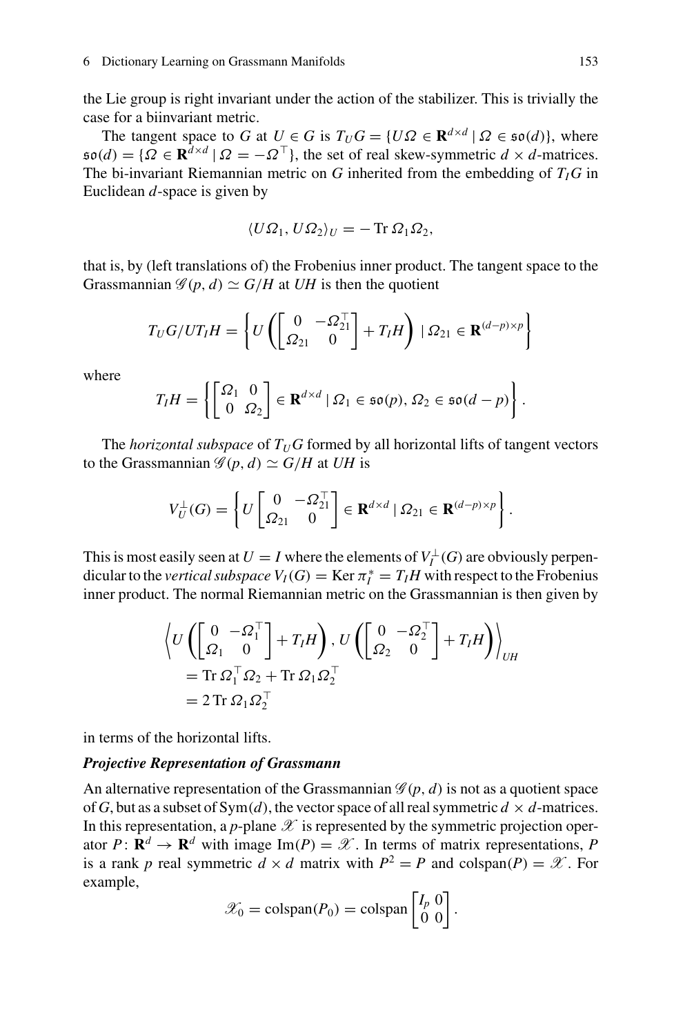the Lie group is right invariant under the action of the stabilizer. This is trivially the case for a biinvariant metric.

The tangent space to $G$ at $U \in G$ is $T_U G = \{U\Omega \in \mathbf{R}^{d\times d} \mid \Omega \in \mathfrak{so}(d)\}$, where $\mathfrak{so}(d) = \{\Omega \in \mathbf{R}^{d\times d} \mid \Omega = -\Omega^\top\}$, the set of real skew-symmetric $d \times d$-matrices. The bi-invariant Riemannian metric on $G$ inherited from the embedding of $T_I G$ in Euclidean $d$-space is given by

$$\langle U\Omega_1, U\Omega_2\rangle_U = -\operatorname{Tr} \Omega_1\Omega_2,$$

that is, by (left translations of) the Frobenius inner product. The tangent space to the Grassmannian $\mathscr{G}(p,d) \simeq G/H$ at $UH$ is then the quotient

$$T_U G/UT_I H = \left\{ U\left(\begin{bmatrix} 0 & -\Omega_{21}^\top \\ \Omega_{21} & 0 \end{bmatrix} + T_I H\right) \mid \Omega_{21} \in \mathbf{R}^{(d-p)\times p} \right\}$$

where

$$T_I H = \left\{ \begin{bmatrix} \Omega_1 & 0 \\ 0 & \Omega_2 \end{bmatrix} \in \mathbf{R}^{d\times d} \mid \Omega_1 \in \mathfrak{so}(p),\, \Omega_2 \in \mathfrak{so}(d-p) \right\}.$$

The *horizontal subspace* of $T_U G$ formed by all horizontal lifts of tangent vectors to the Grassmannian $\mathscr{G}(p,d) \simeq G/H$ at $UH$ is

$$V_U^\perp(G) = \left\{ U\begin{bmatrix} 0 & -\Omega_{21}^\top \\ \Omega_{21} & 0 \end{bmatrix} \in \mathbf{R}^{d\times d} \mid \Omega_{21} \in \mathbf{R}^{(d-p)\times p} \right\}.$$

This is most easily seen at $U = I$ where the elements of $V_I^\perp(G)$ are obviously perpendicular to the *vertical subspace* $V_I(G) = \operatorname{Ker} \pi_I^* = T_I H$ with respect to the Frobenius inner product. The normal Riemannian metric on the Grassmannian is then given by

$$\begin{aligned}
&\left\langle U\left(\begin{bmatrix} 0 & -\Omega_1^\top \\ \Omega_1 & 0 \end{bmatrix} + T_I H\right), U\left(\begin{bmatrix} 0 & -\Omega_2^\top \\ \Omega_2 & 0 \end{bmatrix} + T_I H\right)\right\rangle_{UH} \\
&= \operatorname{Tr} \Omega_1^\top \Omega_2 + \operatorname{Tr} \Omega_1 \Omega_2^\top \\
&= 2\operatorname{Tr} \Omega_1 \Omega_2^\top
\end{aligned}$$

in terms of the horizontal lifts.

***Projective Representation of Grassmann***

An alternative representation of the Grassmannian $\mathscr{G}(p,d)$ is not as a quotient space of $G$, but as a subset of $\operatorname{Sym}(d)$, the vector space of all real symmetric $d \times d$-matrices. In this representation, a $p$-plane $\mathscr{X}$ is represented by the symmetric projection operator $P\colon \mathbf{R}^d \to \mathbf{R}^d$ with image $\operatorname{Im}(P) = \mathscr{X}$. In terms of matrix representations, $P$ is a rank $p$ real symmetric $d \times d$ matrix with $P^2 = P$ and $\operatorname{colspan}(P) = \mathscr{X}$. For example,

$$\mathscr{X}_0 = \operatorname{colspan}(P_0) = \operatorname{colspan}\begin{bmatrix} I_p & 0 \\ 0 & 0 \end{bmatrix}.$$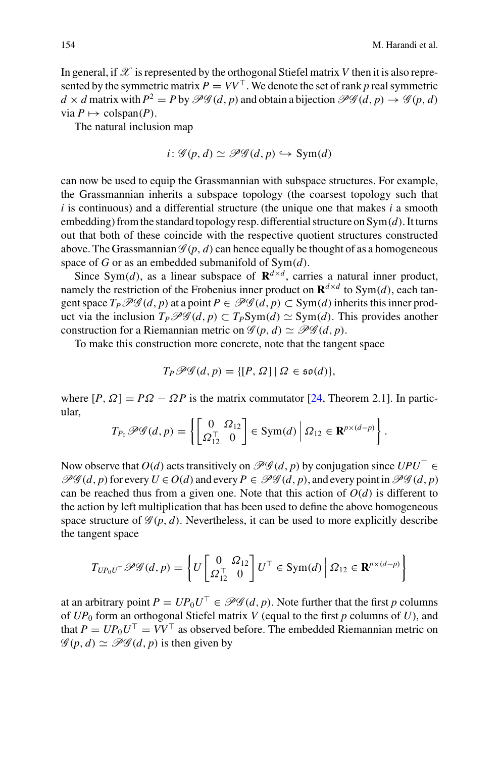In general, if $\mathscr{X}$ is represented by the orthogonal Stiefel matrix $V$ then it is also represented by the symmetric matrix $P = VV^\top$. We denote the set of rank $p$ real symmetric $d \times d$ matrix with $P^2 = P$ by $\mathscr{PG}(d, p)$ and obtain a bijection $\mathscr{PG}(d, p) \to \mathscr{G}(p, d)$ via $P \mapsto \operatorname{colspan}(P)$.

The natural inclusion map

$$i \colon \mathscr{G}(p, d) \simeq \mathscr{PG}(d, p) \hookrightarrow \operatorname{Sym}(d)$$

can now be used to equip the Grassmannian with subspace structures. For example, the Grassmannian inherits a subspace topology (the coarsest topology such that $i$ is continuous) and a differential structure (the unique one that makes $i$ a smooth embedding) from the standard topology resp. differential structure on $\operatorname{Sym}(d)$. It turns out that both of these coincide with the respective quotient structures constructed above. The Grassmannian $\mathscr{G}(p, d)$ can hence equally be thought of as a homogeneous space of $G$ or as an embedded submanifold of $\operatorname{Sym}(d)$.

Since $\operatorname{Sym}(d)$, as a linear subspace of $\mathbf{R}^{d \times d}$, carries a natural inner product, namely the restriction of the Frobenius inner product on $\mathbf{R}^{d \times d}$ to $\operatorname{Sym}(d)$, each tangent space $T_P \mathscr{PG}(d, p)$ at a point $P \in \mathscr{PG}(d, p) \subset \operatorname{Sym}(d)$ inherits this inner product via the inclusion $T_P \mathscr{PG}(d, p) \subset T_P \operatorname{Sym}(d) \simeq \operatorname{Sym}(d)$. This provides another construction for a Riemannian metric on $\mathscr{G}(p, d) \simeq \mathscr{PG}(d, p)$.

To make this construction more concrete, note that the tangent space

$$T_P \mathscr{PG}(d, p) = \{[P, \Omega] \mid \Omega \in \mathfrak{so}(d)\},$$

where $[P, \Omega] = P\Omega - \Omega P$ is the matrix commutator [24, Theorem 2.1]. In particular,

$$T_{P_0} \mathscr{PG}(d, p) = \left\{ \begin{bmatrix} 0 & \Omega_{12} \\ \Omega_{12}^\top & 0 \end{bmatrix} \in \operatorname{Sym}(d) \,\middle|\, \Omega_{12} \in \mathbf{R}^{p \times (d-p)} \right\}.$$

Now observe that $O(d)$ acts transitively on $\mathscr{PG}(d, p)$ by conjugation since $UPU^\top \in \mathscr{PG}(d, p)$ for every $U \in O(d)$ and every $P \in \mathscr{PG}(d, p)$, and every point in $\mathscr{PG}(d, p)$ can be reached thus from a given one. Note that this action of $O(d)$ is different to the action by left multiplication that has been used to define the above homogeneous space structure of $\mathscr{G}(p, d)$. Nevertheless, it can be used to more explicitly describe the tangent space

$$T_{UP_0U^\top} \mathscr{PG}(d, p) = \left\{ U \begin{bmatrix} 0 & \Omega_{12} \\ \Omega_{12}^\top & 0 \end{bmatrix} U^\top \in \operatorname{Sym}(d) \,\middle|\, \Omega_{12} \in \mathbf{R}^{p \times (d-p)} \right\}$$

at an arbitrary point $P = UP_0U^\top \in \mathscr{PG}(d, p)$. Note further that the first $p$ columns of $UP_0$ form an orthogonal Stiefel matrix $V$ (equal to the first $p$ columns of $U$), and that $P = UP_0U^\top = VV^\top$ as observed before. The embedded Riemannian metric on $\mathscr{G}(p, d) \simeq \mathscr{PG}(d, p)$ is then given by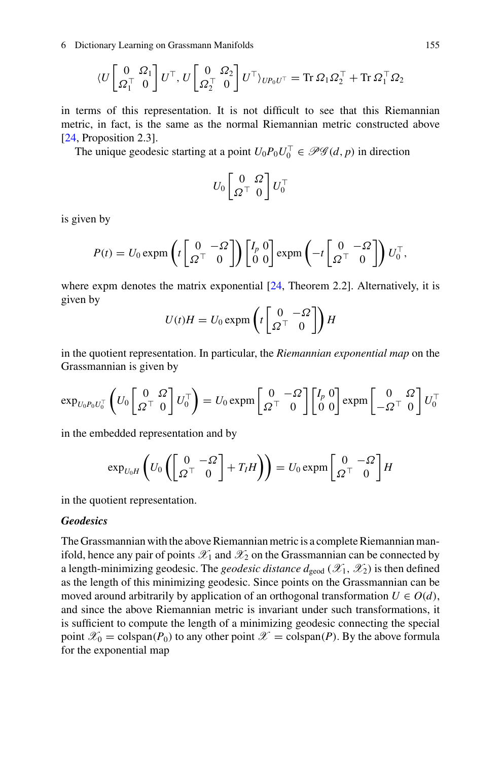$$\langle U \begin{bmatrix} 0 & \Omega_1 \\ \Omega_1^\top & 0 \end{bmatrix} U^\top, U \begin{bmatrix} 0 & \Omega_2 \\ \Omega_2^\top & 0 \end{bmatrix} U^\top \rangle_{UP_0U^\top} = \operatorname{Tr} \Omega_1 \Omega_2^\top + \operatorname{Tr} \Omega_1^\top \Omega_2$$

in terms of this representation. It is not difficult to see that this Riemannian metric, in fact, is the same as the normal Riemannian metric constructed above [24, Proposition 2.3].

The unique geodesic starting at a point $U_0 P_0 U_0^\top \in \mathscr{PG}(d, p)$ in direction

$$U_0 \begin{bmatrix} 0 & \Omega \\ \Omega^\top & 0 \end{bmatrix} U_0^\top$$

is given by

$$P(t) = U_0 \operatorname{expm}\left(t \begin{bmatrix} 0 & -\Omega \\ \Omega^\top & 0 \end{bmatrix}\right) \begin{bmatrix} I_p & 0 \\ 0 & 0 \end{bmatrix} \operatorname{expm}\left(-t \begin{bmatrix} 0 & -\Omega \\ \Omega^\top & 0 \end{bmatrix}\right) U_0^\top,$$

where expm denotes the matrix exponential [24, Theorem 2.2]. Alternatively, it is given by

$$U(t)H = U_0 \operatorname{expm}\left(t \begin{bmatrix} 0 & -\Omega \\ \Omega^\top & 0 \end{bmatrix}\right) H$$

in the quotient representation. In particular, the *Riemannian exponential map* on the Grassmannian is given by

$$\exp_{U_0 P_0 U_0^\top}\left(U_0 \begin{bmatrix} 0 & \Omega \\ \Omega^\top & 0 \end{bmatrix} U_0^\top\right) = U_0 \operatorname{expm} \begin{bmatrix} 0 & -\Omega \\ \Omega^\top & 0 \end{bmatrix} \begin{bmatrix} I_p & 0 \\ 0 & 0 \end{bmatrix} \operatorname{expm} \begin{bmatrix} 0 & \Omega \\ -\Omega^\top & 0 \end{bmatrix} U_0^\top$$

in the embedded representation and by

$$\exp_{U_0 H}\left(U_0 \left(\begin{bmatrix} 0 & -\Omega \\ \Omega^\top & 0 \end{bmatrix} + T_I H\right)\right) = U_0 \operatorname{expm} \begin{bmatrix} 0 & -\Omega \\ \Omega^\top & 0 \end{bmatrix} H$$

in the quotient representation.

#### *Geodesics*

The Grassmannian with the above Riemannian metric is a complete Riemannian manifold, hence any pair of points $\mathscr{X}_1$ and $\mathscr{X}_2$ on the Grassmannian can be connected by a length-minimizing geodesic. The *geodesic distance* $d_{\text{geod}}(\mathscr{X}_1, \mathscr{X}_2)$ is then defined as the length of this minimizing geodesic. Since points on the Grassmannian can be moved around arbitrarily by application of an orthogonal transformation $U \in O(d)$, and since the above Riemannian metric is invariant under such transformations, it is sufficient to compute the length of a minimizing geodesic connecting the special point $\mathscr{X}_0 = \operatorname{colspan}(P_0)$ to any other point $\mathscr{X} = \operatorname{colspan}(P)$. By the above formula for the exponential map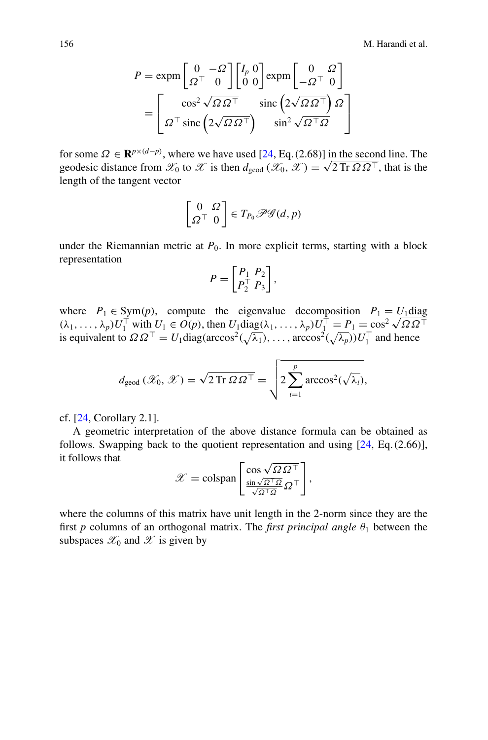$$P = \operatorname{expm}\begin{bmatrix} 0 & -\Omega \\ \Omega^\top & 0 \end{bmatrix} \begin{bmatrix} I_p & 0 \\ 0 & 0 \end{bmatrix} \operatorname{expm}\begin{bmatrix} 0 & \Omega \\ -\Omega^\top & 0 \end{bmatrix}$$

$$= \begin{bmatrix} \cos^2 \sqrt{\Omega\Omega^\top} & \operatorname{sinc}\left(2\sqrt{\Omega\Omega^\top}\right)\Omega \\ \Omega^\top \operatorname{sinc}\left(2\sqrt{\Omega\Omega^\top}\right) & \sin^2 \sqrt{\Omega^\top\Omega} \end{bmatrix}$$

for some $\Omega \in \mathbf{R}^{p\times(d-p)}$, where we have used [24, Eq. (2.68)] in the second line. The geodesic distance from $\mathscr{X}_0$ to $\mathscr{X}$ is then $d_{\text{geod}}(\mathscr{X}_0, \mathscr{X}) = \sqrt{2 \operatorname{Tr} \Omega\Omega^\top}$, that is the length of the tangent vector

$$\begin{bmatrix} 0 & \Omega \\ \Omega^\top & 0 \end{bmatrix} \in T_{P_0}\mathscr{PG}(d, p)$$

under the Riemannian metric at $P_0$. In more explicit terms, starting with a block representation

$$P = \begin{bmatrix} P_1 & P_2 \\ P_2^\top & P_3 \end{bmatrix},$$

where $P_1 \in \operatorname{Sym}(p)$, compute the eigenvalue decomposition $P_1 = U_1 \operatorname{diag}(\lambda_1, \dots, \lambda_p)U_1^\top$ with $U_1 \in O(p)$, then $U_1 \operatorname{diag}(\lambda_1, \dots, \lambda_p)U_1^\top = P_1 = \cos^2 \sqrt{\Omega\Omega^\top}$ is equivalent to $\Omega\Omega^\top = U_1 \operatorname{diag}(\arccos^2(\sqrt{\lambda_1}), \dots, \arccos^2(\sqrt{\lambda_p}))U_1^\top$ and hence

$$d_{\text{geod}}(\mathscr{X}_0, \mathscr{X}) = \sqrt{2 \operatorname{Tr} \Omega\Omega^\top} = \sqrt{2 \sum_{i=1}^{p} \arccos^2(\sqrt{\lambda_i})},$$

cf. [24, Corollary 2.1].

A geometric interpretation of the above distance formula can be obtained as follows. Swapping back to the quotient representation and using [24, Eq. (2.66)], it follows that

$$\mathscr{X} = \operatorname{colspan}\begin{bmatrix} \cos\sqrt{\Omega\Omega^\top} \\ \frac{\sin\sqrt{\Omega^\top\Omega}}{\sqrt{\Omega^\top\Omega}}\Omega^\top \end{bmatrix},$$

where the columns of this matrix have unit length in the 2-norm since they are the first $p$ columns of an orthogonal matrix. The *first principal angle* $\theta_1$ between the subspaces $\mathscr{X}_0$ and $\mathscr{X}$ is given by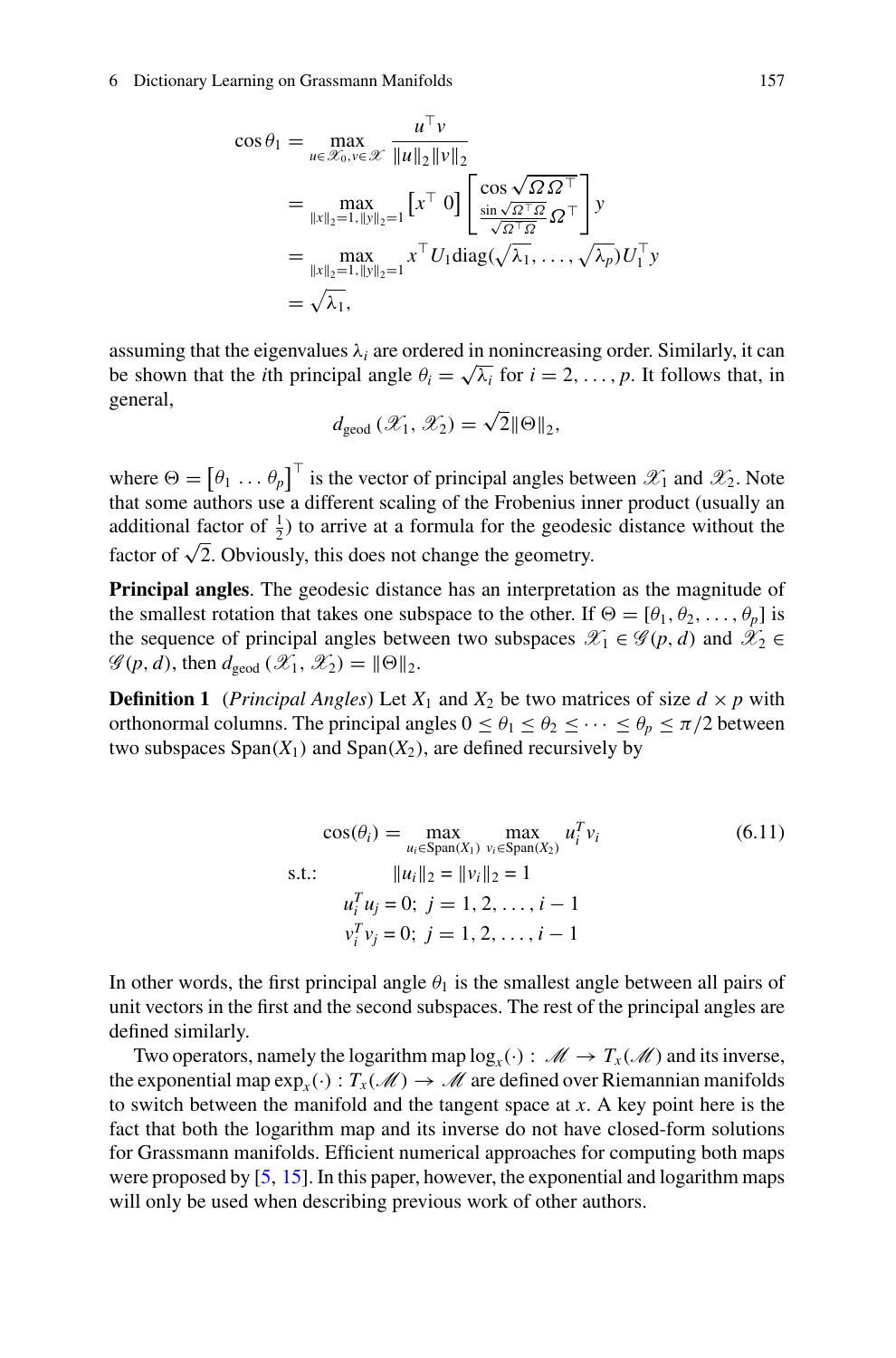$$
\begin{aligned}
\cos\theta_1 &= \max_{u \in \mathscr{X}_0, v \in \mathscr{X}} \frac{u^\top v}{\|u\|_2 \|v\|_2} \\
&= \max_{\|x\|_2 = 1, \|y\|_2 = 1} \begin{bmatrix} x^\top & 0 \end{bmatrix} \begin{bmatrix} \cos\sqrt{\Omega\Omega^\top} \\ \frac{\sin\sqrt{\Omega^\top\Omega}}{\sqrt{\Omega^\top\Omega}} \Omega^\top \end{bmatrix} y \\
&= \max_{\|x\|_2 = 1, \|y\|_2 = 1} x^\top U_1 \mathrm{diag}(\sqrt{\lambda_1}, \ldots, \sqrt{\lambda_p}) U_1^\top y \\
&= \sqrt{\lambda_1},
\end{aligned}
$$

assuming that the eigenvalues $\lambda_i$ are ordered in nonincreasing order. Similarly, it can be shown that the $i$th principal angle $\theta_i = \sqrt{\lambda_i}$ for $i = 2, \ldots, p$. It follows that, in general,

$$
d_{\text{geod}}(\mathscr{X}_1, \mathscr{X}_2) = \sqrt{2}\|\Theta\|_2,
$$

where $\Theta = \begin{bmatrix} \theta_1 & \ldots & \theta_p \end{bmatrix}^\top$ is the vector of principal angles between $\mathscr{X}_1$ and $\mathscr{X}_2$. Note that some authors use a different scaling of the Frobenius inner product (usually an additional factor of $\frac{1}{2}$) to arrive at a formula for the geodesic distance without the factor of $\sqrt{2}$. Obviously, this does not change the geometry.

**Principal angles**. The geodesic distance has an interpretation as the magnitude of the smallest rotation that takes one subspace to the other. If $\Theta = [\theta_1, \theta_2, \ldots, \theta_p]$ is the sequence of principal angles between two subspaces $\mathscr{X}_1 \in \mathscr{G}(p, d)$ and $\mathscr{X}_2 \in \mathscr{G}(p, d)$, then $d_{\text{geod}}(\mathscr{X}_1, \mathscr{X}_2) = \|\Theta\|_2$.

**Definition 1** (*Principal Angles*) Let $X_1$ and $X_2$ be two matrices of size $d \times p$ with orthonormal columns. The principal angles $0 \leq \theta_1 \leq \theta_2 \leq \cdots \leq \theta_p \leq \pi/2$ between two subspaces $\text{Span}(X_1)$ and $\text{Span}(X_2)$, are defined recursively by

$$
\begin{aligned}
\cos(\theta_i) &= \max_{u_i \in \text{Span}(X_1)} \max_{v_i \in \text{Span}(X_2)} u_i^T v_i \qquad (6.11) \\
\text{s.t.:} \quad & \|u_i\|_2 = \|v_i\|_2 = 1 \\
& u_i^T u_j = 0; \; j = 1, 2, \ldots, i-1 \\
& v_i^T v_j = 0; \; j = 1, 2, \ldots, i-1
\end{aligned}
$$

In other words, the first principal angle $\theta_1$ is the smallest angle between all pairs of unit vectors in the first and the second subspaces. The rest of the principal angles are defined similarly.

Two operators, namely the logarithm map $\log_x(\cdot) : \mathscr{M} \to T_x(\mathscr{M})$ and its inverse, the exponential map $\exp_x(\cdot) : T_x(\mathscr{M}) \to \mathscr{M}$ are defined over Riemannian manifolds to switch between the manifold and the tangent space at $x$. A key point here is the fact that both the logarithm map and its inverse do not have closed-form solutions for Grassmann manifolds. Efficient numerical approaches for computing both maps were proposed by [5, 15]. In this paper, however, the exponential and logarithm maps will only be used when describing previous work of other authors.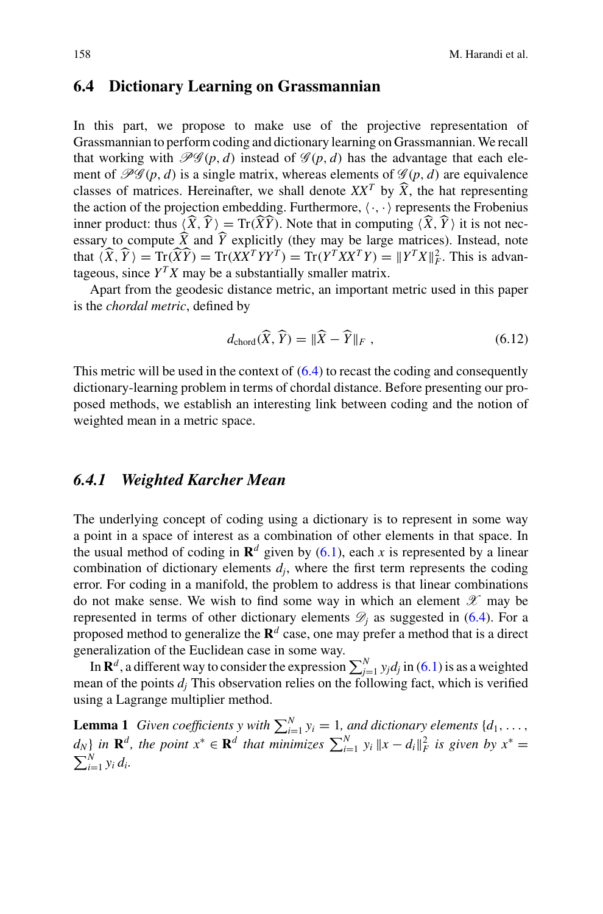## 6.4 Dictionary Learning on Grassmannian

In this part, we propose to make use of the projective representation of Grassmannian to perform coding and dictionary learning on Grassmannian. We recall that working with $\mathscr{PG}(p,d)$ instead of $\mathscr{G}(p,d)$ has the advantage that each element of $\mathscr{PG}(p,d)$ is a single matrix, whereas elements of $\mathscr{G}(p,d)$ are equivalence classes of matrices. Hereinafter, we shall denote $XX^T$ by $\widehat{X}$, the hat representing the action of the projection embedding. Furthermore, $\langle \cdot, \cdot \rangle$ represents the Frobenius inner product: thus $\langle \widehat{X}, \widehat{Y} \rangle = \mathrm{Tr}(\widehat{X}\widehat{Y})$. Note that in computing $\langle \widehat{X}, \widehat{Y} \rangle$ it is not necessary to compute $\widehat{X}$ and $\widehat{Y}$ explicitly (they may be large matrices). Instead, note that $\langle \widehat{X}, \widehat{Y} \rangle = \mathrm{Tr}(\widehat{X}\widehat{Y}) = \mathrm{Tr}(XX^TYY^T) = \mathrm{Tr}(Y^TXX^TY) = \|Y^TX\|_F^2$. This is advantageous, since $Y^TX$ may be a substantially smaller matrix.

Apart from the geodesic distance metric, an important metric used in this paper is the *chordal metric*, defined by

$$d_{\mathrm{chord}}(\widehat{X}, \widehat{Y}) = \|\widehat{X} - \widehat{Y}\|_F \ , \tag{6.12}$$

This metric will be used in the context of (6.4) to recast the coding and consequently dictionary-learning problem in terms of chordal distance. Before presenting our proposed methods, we establish an interesting link between coding and the notion of weighted mean in a metric space.

### 6.4.1 Weighted Karcher Mean

The underlying concept of coding using a dictionary is to represent in some way a point in a space of interest as a combination of other elements in that space. In the usual method of coding in $\mathbf{R}^d$ given by (6.1), each $x$ is represented by a linear combination of dictionary elements $d_j$, where the first term represents the coding error. For coding in a manifold, the problem to address is that linear combinations do not make sense. We wish to find some way in which an element $\mathscr{X}$ may be represented in terms of other dictionary elements $\mathscr{D}_j$ as suggested in (6.4). For a proposed method to generalize the $\mathbf{R}^d$ case, one may prefer a method that is a direct generalization of the Euclidean case in some way.

In $\mathbf{R}^d$, a different way to consider the expression $\sum_{j=1}^N y_j d_j$ in (6.1) is as a weighted mean of the points $d_j$ This observation relies on the following fact, which is verified using a Lagrange multiplier method.

**Lemma 1** *Given coefficients $y$ with $\sum_{i=1}^N y_i = 1$, and dictionary elements $\{d_1, \ldots, d_N\}$ in $\mathbf{R}^d$, the point $x^* \in \mathbf{R}^d$ that minimizes $\sum_{i=1}^N y_i \|x - d_i\|_F^2$ is given by $x^* = \sum_{i=1}^N y_i\, d_i$.*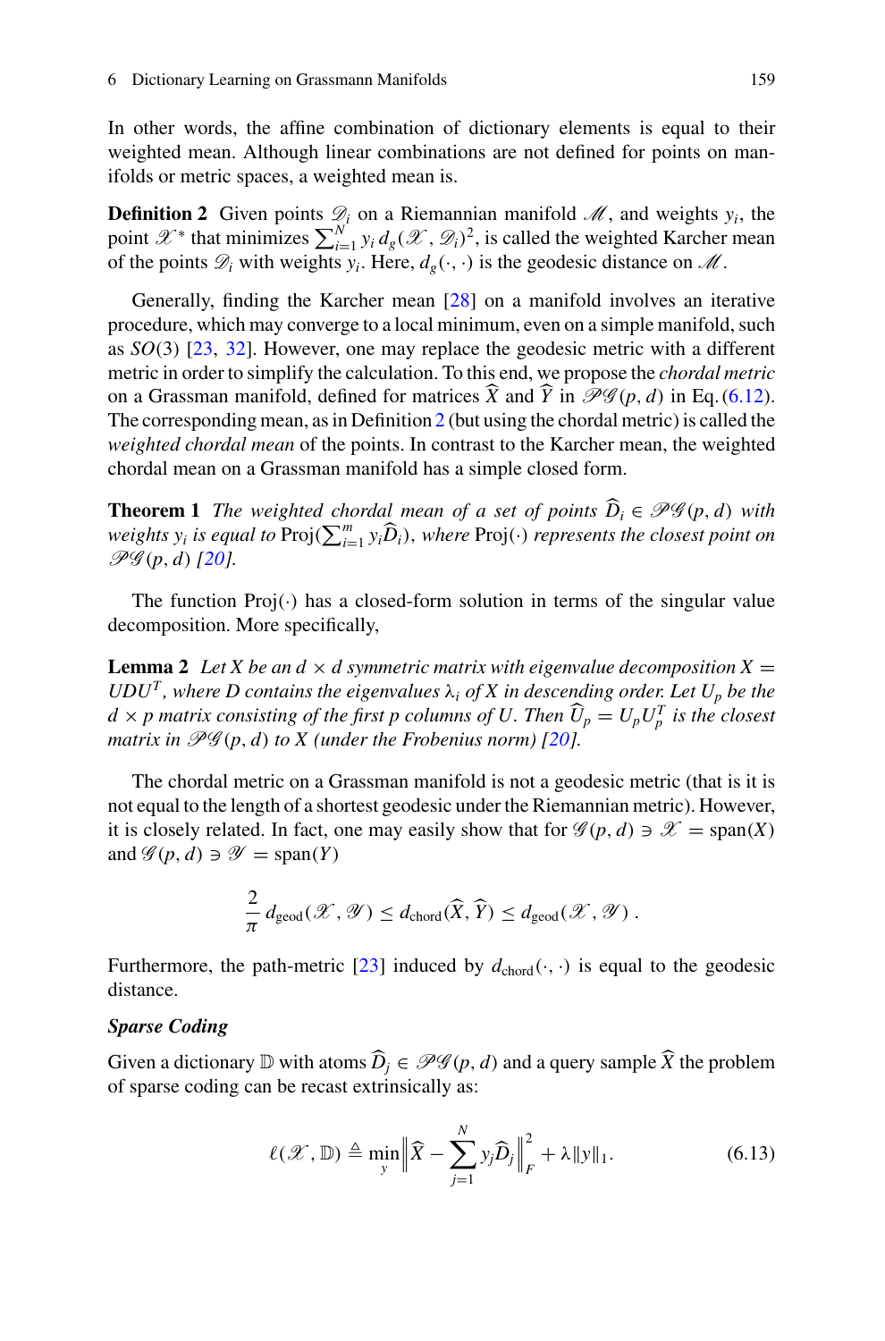In other words, the affine combination of dictionary elements is equal to their weighted mean. Although linear combinations are not defined for points on manifolds or metric spaces, a weighted mean is.

**Definition 2** Given points $\mathscr{D}_i$ on a Riemannian manifold $\mathscr{M}$, and weights $y_i$, the point $\mathscr{X}^*$ that minimizes $\sum_{i=1}^{N} y_i \, d_g(\mathscr{X}, \mathscr{D}_i)^2$, is called the weighted Karcher mean of the points $\mathscr{D}_i$ with weights $y_i$. Here, $d_g(\cdot,\cdot)$ is the geodesic distance on $\mathscr{M}$.

Generally, finding the Karcher mean [28] on a manifold involves an iterative procedure, which may converge to a local minimum, even on a simple manifold, such as $SO(3)$ [23, 32]. However, one may replace the geodesic metric with a different metric in order to simplify the calculation. To this end, we propose the *chordal metric* on a Grassman manifold, defined for matrices $\widehat{X}$ and $\widehat{Y}$ in $\mathscr{PG}(p,d)$ in Eq. (6.12). The corresponding mean, as in Definition 2 (but using the chordal metric) is called the *weighted chordal mean* of the points. In contrast to the Karcher mean, the weighted chordal mean on a Grassman manifold has a simple closed form.

**Theorem 1** *The weighted chordal mean of a set of points $\widehat{D}_i \in \mathscr{PG}(p,d)$ with weights $y_i$ is equal to* $\mathrm{Proj}(\sum_{i=1}^{m} y_i \widehat{D}_i)$, *where* $\mathrm{Proj}(\cdot)$ *represents the closest point on* $\mathscr{PG}(p,d)$ *[20].*

The function $\mathrm{Proj}(\cdot)$ has a closed-form solution in terms of the singular value decomposition. More specifically,

**Lemma 2** *Let $X$ be an $d \times d$ symmetric matrix with eigenvalue decomposition $X = UDU^T$, where $D$ contains the eigenvalues $\lambda_i$ of $X$ in descending order. Let $U_p$ be the $d \times p$ matrix consisting of the first $p$ columns of $U$. Then $\widehat{U}_p = U_p U_p^T$ is the closest matrix in $\mathscr{PG}(p,d)$ to $X$ (under the Frobenius norm) [20].*

The chordal metric on a Grassman manifold is not a geodesic metric (that is it is not equal to the length of a shortest geodesic under the Riemannian metric). However, it is closely related. In fact, one may easily show that for $\mathscr{G}(p,d) \ni \mathscr{X} = \mathrm{span}(X)$ and $\mathscr{G}(p,d) \ni \mathscr{Y} = \mathrm{span}(Y)$

$$\frac{2}{\pi}\, d_{\mathrm{geod}}(\mathscr{X},\mathscr{Y}) \le d_{\mathrm{chord}}(\widehat{X},\widehat{Y}) \le d_{\mathrm{geod}}(\mathscr{X},\mathscr{Y})\ .$$

Furthermore, the path-metric [23] induced by $d_{\mathrm{chord}}(\cdot,\cdot)$ is equal to the geodesic distance.

***Sparse Coding***

Given a dictionary $\mathbb{D}$ with atoms $\widehat{D}_j \in \mathscr{PG}(p,d)$ and a query sample $\widehat{X}$ the problem of sparse coding can be recast extrinsically as:

$$\ell(\mathscr{X},\mathbb{D}) \triangleq \min_{y} \left\| \widehat{X} - \sum_{j=1}^{N} y_j \widehat{D}_j \right\|_F^2 + \lambda \|y\|_1. \tag{6.13}$$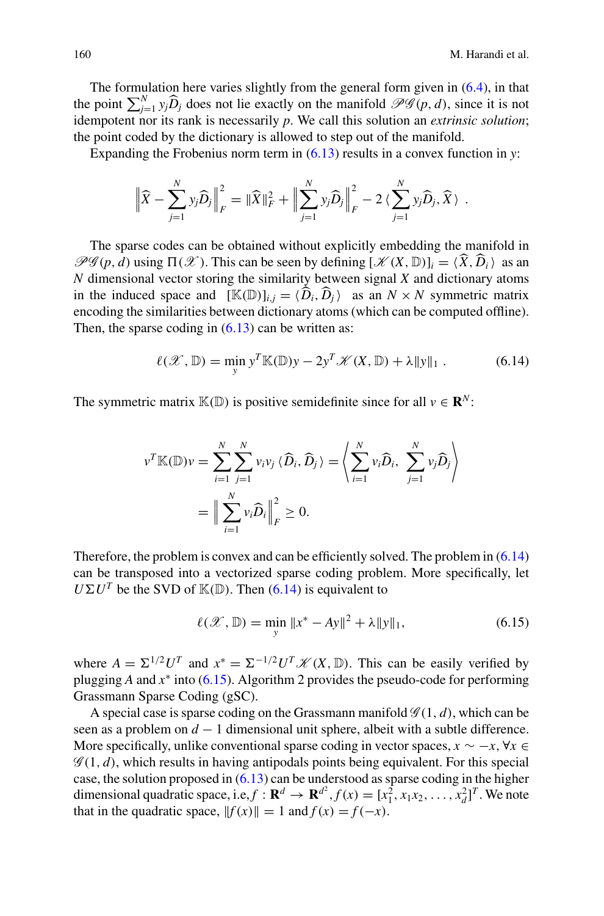The formulation here varies slightly from the general form given in (6.4), in that the point $\sum_{j=1}^{N} y_j \widehat{D}_j$ does not lie exactly on the manifold $\mathscr{PG}(p, d)$, since it is not idempotent nor its rank is necessarily $p$. We call this solution an *extrinsic solution*; the point coded by the dictionary is allowed to step out of the manifold.

Expanding the Frobenius norm term in (6.13) results in a convex function in $y$:

$$\Big\|\widehat{X} - \sum_{j=1}^{N} y_j \widehat{D}_j\Big\|_F^2 = \|\widehat{X}\|_F^2 + \Big\|\sum_{j=1}^{N} y_j \widehat{D}_j\Big\|_F^2 - 2\,\langle \sum_{j=1}^{N} y_j \widehat{D}_j, \widehat{X}\,\rangle\ .$$

The sparse codes can be obtained without explicitly embedding the manifold in $\mathscr{PG}(p, d)$ using $\Pi(\mathscr{X})$. This can be seen by defining $[\mathscr{K}(X, \mathbb{D})]_i = \langle \widehat{X}, \widehat{D}_i \rangle$ as an $N$ dimensional vector storing the similarity between signal $X$ and dictionary atoms in the induced space and $[\mathbb{K}(\mathbb{D})]_{i,j} = \langle \widehat{D}_i, \widehat{D}_j \rangle$ as an $N \times N$ symmetric matrix encoding the similarities between dictionary atoms (which can be computed offline). Then, the sparse coding in (6.13) can be written as:

$$\ell(\mathscr{X}, \mathbb{D}) = \min_{y}\, y^T \mathbb{K}(\mathbb{D}) y - 2 y^T \mathscr{K}(X, \mathbb{D}) + \lambda \|y\|_1\ . \tag{6.14}$$

The symmetric matrix $\mathbb{K}(\mathbb{D})$ is positive semidefinite since for all $v \in \mathbf{R}^N$:

$$\begin{aligned} v^T \mathbb{K}(\mathbb{D}) v &= \sum_{i=1}^{N}\sum_{j=1}^{N} v_i v_j \,\langle \widehat{D}_i, \widehat{D}_j \rangle = \Big\langle \sum_{i=1}^{N} v_i \widehat{D}_i,\ \sum_{j=1}^{N} v_j \widehat{D}_j \Big\rangle \\ &= \Big\| \sum_{i=1}^{N} v_i \widehat{D}_i \Big\|_F^2 \geq 0. \end{aligned}$$

Therefore, the problem is convex and can be efficiently solved. The problem in (6.14) can be transposed into a vectorized sparse coding problem. More specifically, let $U \Sigma U^T$ be the SVD of $\mathbb{K}(\mathbb{D})$. Then (6.14) is equivalent to

$$\ell(\mathscr{X}, \mathbb{D}) = \min_{y}\, \|x^* - Ay\|^2 + \lambda \|y\|_1, \tag{6.15}$$

where $A = \Sigma^{1/2} U^T$ and $x^* = \Sigma^{-1/2} U^T \mathscr{K}(X, \mathbb{D})$. This can be easily verified by plugging $A$ and $x^*$ into (6.15). Algorithm 2 provides the pseudo-code for performing Grassmann Sparse Coding (gSC).

A special case is sparse coding on the Grassmann manifold $\mathscr{G}(1, d)$, which can be seen as a problem on $d-1$ dimensional unit sphere, albeit with a subtle difference. More specifically, unlike conventional sparse coding in vector spaces, $x \sim -x$, $\forall x \in \mathscr{G}(1, d)$, which results in having antipodals points being equivalent. For this special case, the solution proposed in (6.13) can be understood as sparse coding in the higher dimensional quadratic space, i.e, $f : \mathbf{R}^d \to \mathbf{R}^{d^2}, f(x) = [x_1^2, x_1x_2, \ldots, x_d^2]^T$. We note that in the quadratic space, $\|f(x)\| = 1$ and $f(x) = f(-x)$.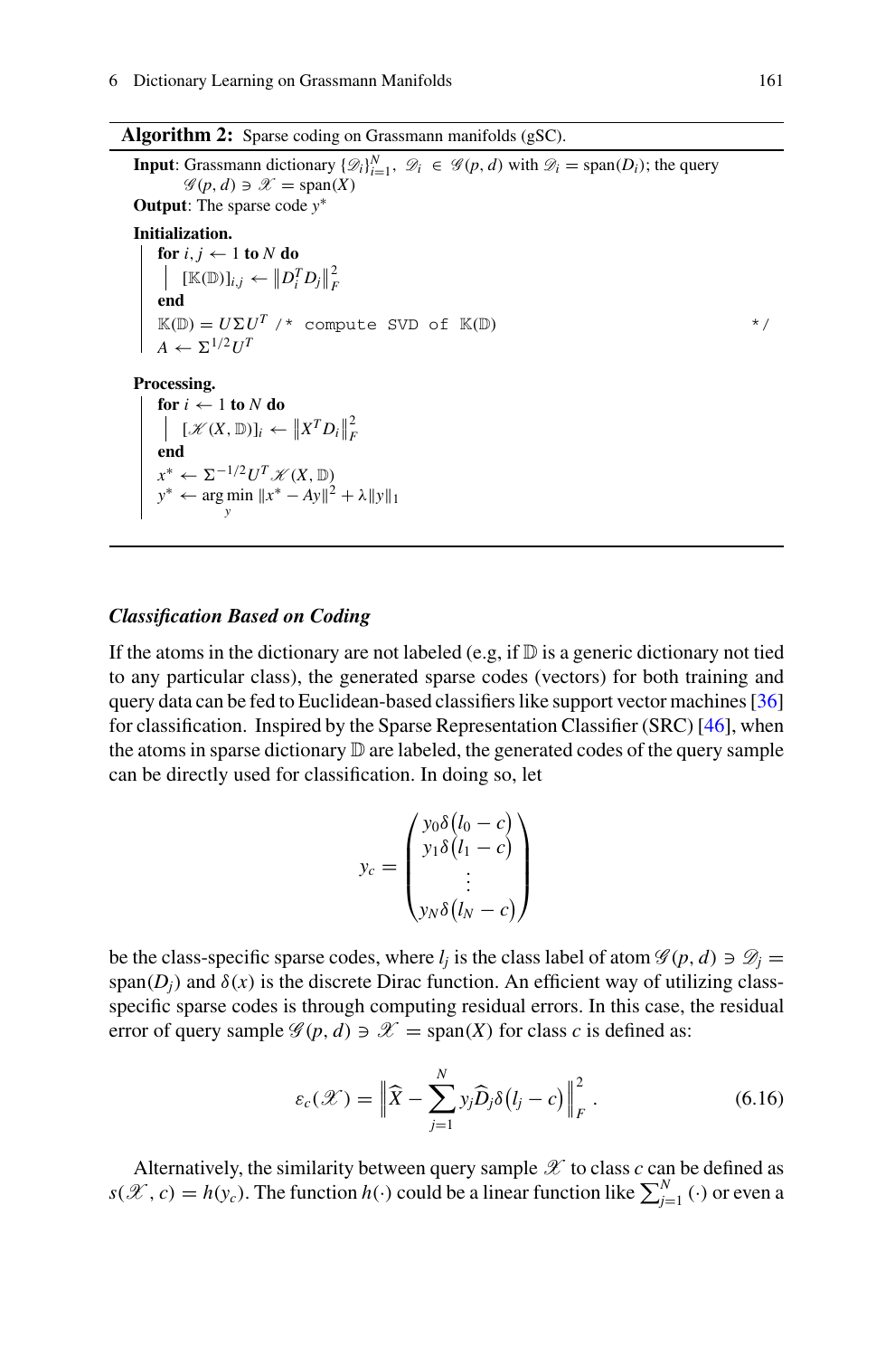**Algorithm 2:** Sparse coding on Grassmann manifolds (gSC).

**Input**: Grassmann dictionary $\{\mathscr{D}_i\}_{i=1}^N$, $\mathscr{D}_i \in \mathscr{G}(p,d)$ with $\mathscr{D}_i = \text{span}(D_i)$; the query $\mathscr{G}(p,d) \ni \mathscr{X} = \text{span}(X)$

**Output**: The sparse code $y^*$

**Initialization.**

```
for i, j ← 1 to N do
    [K(D)]_{i,j} ← ‖D_i^T D_j‖_F^2
end
K(D) = U Σ U^T   /* compute SVD of K(D) */
A ← Σ^{1/2} U^T
```

**Processing.**

```
for i ← 1 to N do
    [K(X, D)]_i ← ‖X^T D_i‖_F^2
end
x* ← Σ^{-1/2} U^T K(X, D)
y* ← arg min_y ‖x* − A y‖^2 + λ‖y‖_1
```

### *Classification Based on Coding*

If the atoms in the dictionary are not labeled (e.g, if $\mathbb{D}$ is a generic dictionary not tied to any particular class), the generated sparse codes (vectors) for both training and query data can be fed to Euclidean-based classifiers like support vector machines [36] for classification. Inspired by the Sparse Representation Classifier (SRC) [46], when the atoms in sparse dictionary $\mathbb{D}$ are labeled, the generated codes of the query sample can be directly used for classification. In doing so, let

$$
y_c = \begin{pmatrix} y_0 \delta(l_0 - c) \\ y_1 \delta(l_1 - c) \\ \vdots \\ y_N \delta(l_N - c) \end{pmatrix}
$$

be the class-specific sparse codes, where $l_j$ is the class label of atom $\mathscr{G}(p,d) \ni \mathscr{D}_j = \text{span}(D_j)$ and $\delta(x)$ is the discrete Dirac function. An efficient way of utilizing class-specific sparse codes is through computing residual errors. In this case, the residual error of query sample $\mathscr{G}(p,d) \ni \mathscr{X} = \text{span}(X)$ for class $c$ is defined as:

$$
\varepsilon_c(\mathscr{X}) = \left\| \widehat{X} - \sum_{j=1}^{N} y_j \widehat{D}_j \delta(l_j - c) \right\|_F^2 . \tag{6.16}
$$

Alternatively, the similarity between query sample $\mathscr{X}$ to class $c$ can be defined as $s(\mathscr{X}, c) = h(y_c)$. The function $h(\cdot)$ could be a linear function like $\sum_{j=1}^{N}(\cdot)$ or even a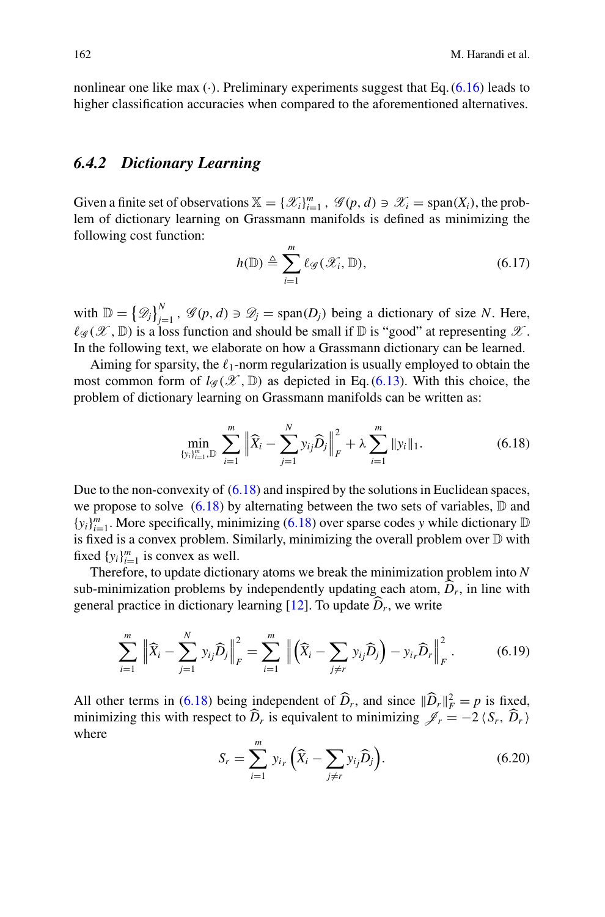nonlinear one like max $(\cdot)$. Preliminary experiments suggest that Eq. (6.16) leads to higher classification accuracies when compared to the aforementioned alternatives.

### 6.4.2 Dictionary Learning

Given a finite set of observations $\mathbb{X} = \{\mathscr{X}_i\}_{i=1}^m$, $\mathscr{G}(p, d) \ni \mathscr{X}_i = \text{span}(X_i)$, the problem of dictionary learning on Grassmann manifolds is defined as minimizing the following cost function:

$$h(\mathbb{D}) \triangleq \sum_{i=1}^{m} \ell_{\mathscr{G}}(\mathscr{X}_i, \mathbb{D}), \tag{6.17}$$

with $\mathbb{D} = \left\{\mathscr{D}_j\right\}_{j=1}^N$, $\mathscr{G}(p, d) \ni \mathscr{D}_j = \text{span}(D_j)$ being a dictionary of size $N$. Here, $\ell_{\mathscr{G}}(\mathscr{X}, \mathbb{D})$ is a loss function and should be small if $\mathbb{D}$ is "good" at representing $\mathscr{X}$. In the following text, we elaborate on how a Grassmann dictionary can be learned.

Aiming for sparsity, the $\ell_1$-norm regularization is usually employed to obtain the most common form of $l_{\mathscr{G}}(\mathscr{X}, \mathbb{D})$ as depicted in Eq. (6.13). With this choice, the problem of dictionary learning on Grassmann manifolds can be written as:

$$\min_{\{y_i\}_{i=1}^m, \mathbb{D}} \sum_{i=1}^{m} \left\| \widehat{X}_i - \sum_{j=1}^{N} y_{ij} \widehat{D}_j \right\|_F^2 + \lambda \sum_{i=1}^{m} \|y_i\|_1. \tag{6.18}$$

Due to the non-convexity of (6.18) and inspired by the solutions in Euclidean spaces, we propose to solve (6.18) by alternating between the two sets of variables, $\mathbb{D}$ and $\{y_i\}_{i=1}^m$. More specifically, minimizing (6.18) over sparse codes $y$ while dictionary $\mathbb{D}$ is fixed is a convex problem. Similarly, minimizing the overall problem over $\mathbb{D}$ with fixed $\{y_i\}_{i=1}^m$ is convex as well.

Therefore, to update dictionary atoms we break the minimization problem into $N$ sub-minimization problems by independently updating each atom, $\widehat{D}_r$, in line with general practice in dictionary learning [12]. To update $\widehat{D}_r$, we write

$$\sum_{i=1}^{m} \left\| \widehat{X}_i - \sum_{j=1}^{N} y_{ij} \widehat{D}_j \right\|_F^2 = \sum_{i=1}^{m} \left\| \left( \widehat{X}_i - \sum_{j \neq r} y_{ij} \widehat{D}_j \right) - y_{i_r} \widehat{D}_r \right\|_F^2. \tag{6.19}$$

All other terms in (6.18) being independent of $\widehat{D}_r$, and since $\|\widehat{D}_r\|_F^2 = p$ is fixed, minimizing this with respect to $\widehat{D}_r$ is equivalent to minimizing $\mathscr{J}_r = -2 \langle S_r, \widehat{D}_r \rangle$ where

$$S_r = \sum_{i=1}^{m} y_{i_r} \left( \widehat{X}_i - \sum_{j \neq r} y_{ij} \widehat{D}_j \right). \tag{6.20}$$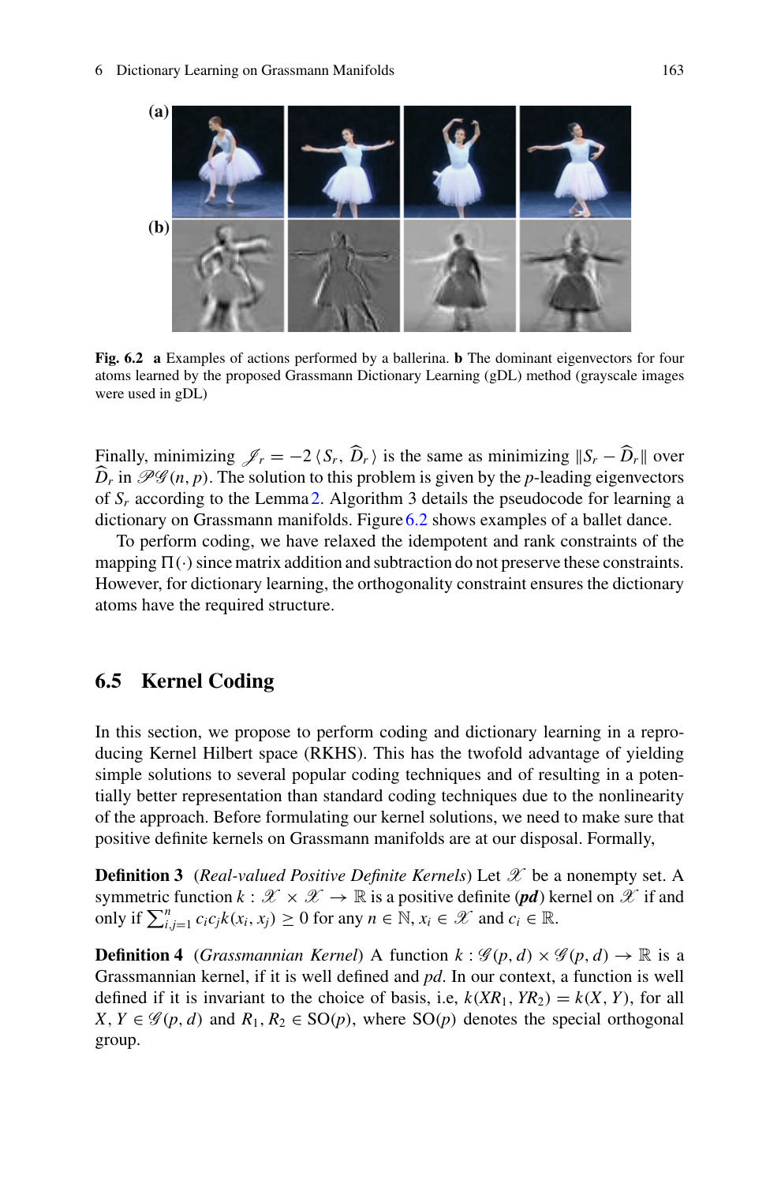**Fig. 6.2** **a** Examples of actions performed by a ballerina. **b** The dominant eigenvectors for four atoms learned by the proposed Grassmann Dictionary Learning (gDL) method (grayscale images were used in gDL)

Finally, minimizing $\mathscr{J}_r = -2 \langle S_r, \widehat{D}_r \rangle$ is the same as minimizing $\|S_r - \widehat{D}_r\|$ over $\widehat{D}_r$ in $\mathscr{PG}(n, p)$. The solution to this problem is given by the $p$-leading eigenvectors of $S_r$ according to the Lemma 2. Algorithm 3 details the pseudocode for learning a dictionary on Grassmann manifolds. Figure 6.2 shows examples of a ballet dance.

To perform coding, we have relaxed the idempotent and rank constraints of the mapping $\Pi(\cdot)$ since matrix addition and subtraction do not preserve these constraints. However, for dictionary learning, the orthogonality constraint ensures the dictionary atoms have the required structure.

## 6.5 Kernel Coding

In this section, we propose to perform coding and dictionary learning in a reproducing Kernel Hilbert space (RKHS). This has the twofold advantage of yielding simple solutions to several popular coding techniques and of resulting in a potentially better representation than standard coding techniques due to the nonlinearity of the approach. Before formulating our kernel solutions, we need to make sure that positive definite kernels on Grassmann manifolds are at our disposal. Formally,

**Definition 3** (*Real-valued Positive Definite Kernels*) Let $\mathscr{X}$ be a nonempty set. A symmetric function $k : \mathscr{X} \times \mathscr{X} \to \mathbb{R}$ is a positive definite (***pd***) kernel on $\mathscr{X}$ if and only if $\sum_{i,j=1}^{n} c_i c_j k(x_i, x_j) \geq 0$ for any $n \in \mathbb{N}$, $x_i \in \mathscr{X}$ and $c_i \in \mathbb{R}$.

**Definition 4** (*Grassmannian Kernel*) A function $k : \mathscr{G}(p, d) \times \mathscr{G}(p, d) \to \mathbb{R}$ is a Grassmannian kernel, if it is well defined and *pd*. In our context, a function is well defined if it is invariant to the choice of basis, i.e, $k(XR_1, YR_2) = k(X, Y)$, for all $X, Y \in \mathscr{G}(p, d)$ and $R_1, R_2 \in \mathrm{SO}(p)$, where $\mathrm{SO}(p)$ denotes the special orthogonal group.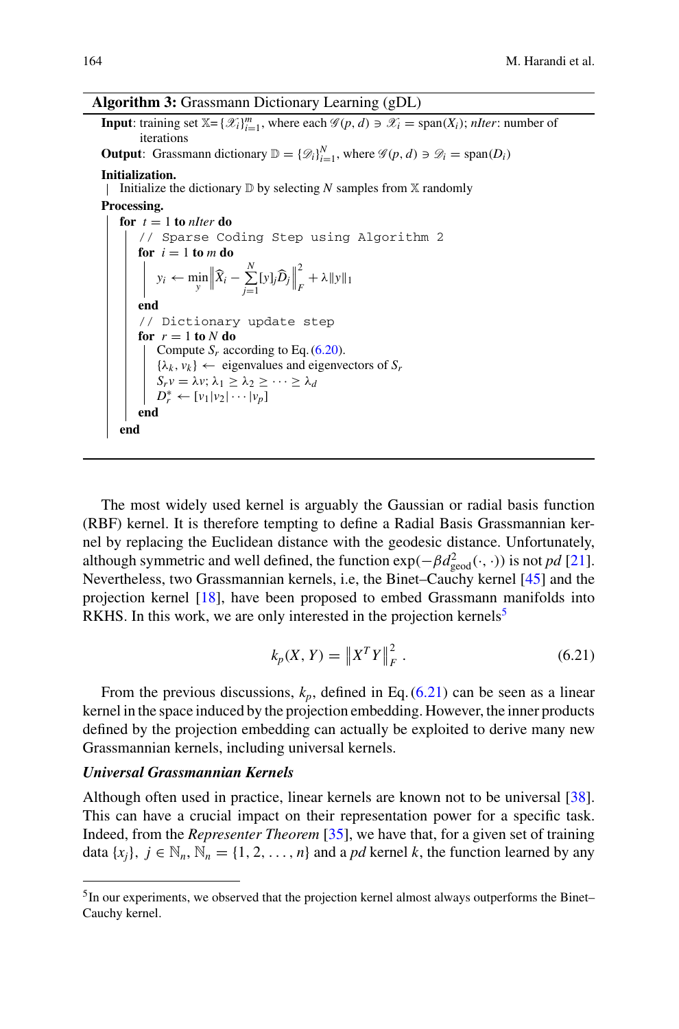**Algorithm 3:** Grassmann Dictionary Learning (gDL)

```
Input: training set X={X_i}_{i=1}^m, where each G(p,d) ∋ X_i = span(X_i); nIter: number of
       iterations
Output: Grassmann dictionary D = {D_i}_{i=1}^N, where G(p,d) ∋ D_i = span(D_i)
Initialization.
 | Initialize the dictionary D by selecting N samples from X randomly
Processing.
 for t = 1 to nIter do
     // Sparse Coding Step using Algorithm 2
     for i = 1 to m do
         y_i ← min_y ‖X̂_i − Σ_{j=1}^N [y]_j D̂_j‖_F^2 + λ‖y‖_1
     end
     // Dictionary update step
     for r = 1 to N do
         Compute S_r according to Eq. (6.20).
         {λ_k, v_k} ← eigenvalues and eigenvectors of S_r
         S_r v = λv; λ_1 ≥ λ_2 ≥ ··· ≥ λ_d
         D_r^* ← [v_1|v_2|···|v_p]
     end
 end
```

The most widely used kernel is arguably the Gaussian or radial basis function (RBF) kernel. It is therefore tempting to define a Radial Basis Grassmannian kernel by replacing the Euclidean distance with the geodesic distance. Unfortunately, although symmetric and well defined, the function $\exp(-\beta d^2_{\text{geod}}(\cdot,\cdot))$ is not *pd* [21]. Nevertheless, two Grassmannian kernels, i.e, the Binet–Cauchy kernel [45] and the projection kernel [18], have been proposed to embed Grassmann manifolds into RKHS. In this work, we are only interested in the projection kernels[5]

$$k_p(X,Y) = \left\|X^T Y\right\|_F^2 . \tag{6.21}$$

From the previous discussions, $k_p$, defined in Eq. (6.21) can be seen as a linear kernel in the space induced by the projection embedding. However, the inner products defined by the projection embedding can actually be exploited to derive many new Grassmannian kernels, including universal kernels.

***Universal Grassmannian Kernels***

Although often used in practice, linear kernels are known not to be universal [38]. This can have a crucial impact on their representation power for a specific task. Indeed, from the *Representer Theorem* [35], we have that, for a given set of training data $\{x_j\},\ j \in \mathbb{N}_n, \mathbb{N}_n = \{1, 2, \ldots, n\}$ and a *pd* kernel $k$, the function learned by any

[5] In our experiments, we observed that the projection kernel almost always outperforms the Binet–Cauchy kernel.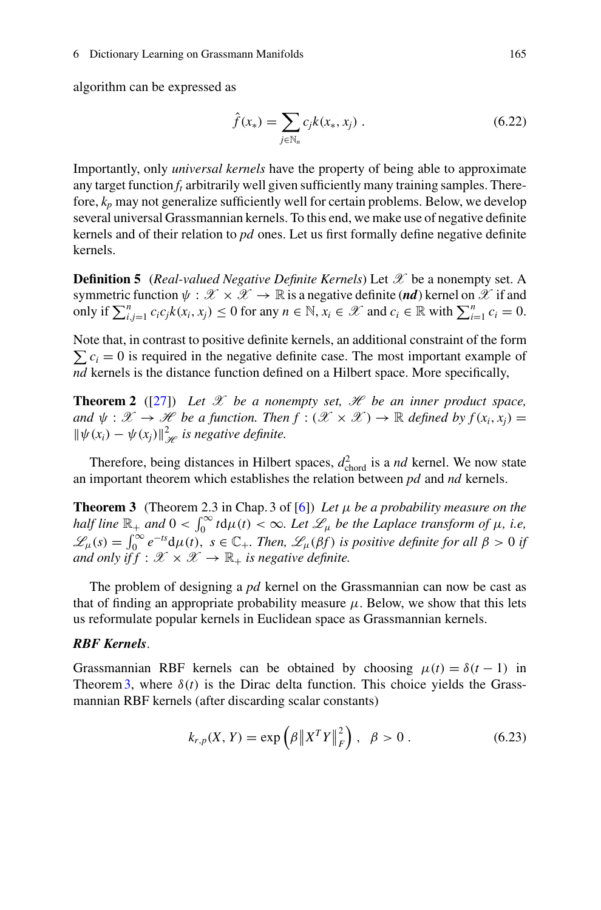algorithm can be expressed as

$$\hat{f}(x_*) = \sum_{j \in \mathbb{N}_n} c_j k(x_*, x_j) \ . \tag{6.22}$$

Importantly, only *universal kernels* have the property of being able to approximate any target function $f_t$ arbitrarily well given sufficiently many training samples. Therefore, $k_p$ may not generalize sufficiently well for certain problems. Below, we develop several universal Grassmannian kernels. To this end, we make use of negative definite kernels and of their relation to *pd* ones. Let us first formally define negative definite kernels.

**Definition 5** (*Real-valued Negative Definite Kernels*) Let $\mathscr{X}$ be a nonempty set. A symmetric function $\psi : \mathscr{X} \times \mathscr{X} \to \mathbb{R}$ is a negative definite (***nd***) kernel on $\mathscr{X}$ if and only if $\sum_{i,j=1}^{n} c_i c_j k(x_i, x_j) \leq 0$ for any $n \in \mathbb{N}$, $x_i \in \mathscr{X}$ and $c_i \in \mathbb{R}$ with $\sum_{i=1}^{n} c_i = 0$.

Note that, in contrast to positive definite kernels, an additional constraint of the form $\sum c_i = 0$ is required in the negative definite case. The most important example of *nd* kernels is the distance function defined on a Hilbert space. More specifically,

**Theorem 2** ([27]) *Let $\mathscr{X}$ be a nonempty set, $\mathscr{H}$ be an inner product space, and $\psi : \mathscr{X} \to \mathscr{H}$ be a function. Then $f : (\mathscr{X} \times \mathscr{X}) \to \mathbb{R}$ defined by $f(x_i, x_j) = \|\psi(x_i) - \psi(x_j)\|^2_{\mathscr{H}}$ is negative definite.*

Therefore, being distances in Hilbert spaces, $d^2_{\text{chord}}$ is a *nd* kernel. We now state an important theorem which establishes the relation between *pd* and *nd* kernels.

**Theorem 3** (Theorem 2.3 in Chap. 3 of [6]) *Let $\mu$ be a probability measure on the half line $\mathbb{R}_+$ and $0 < \int_0^\infty t \mathrm{d}\mu(t) < \infty$. Let $\mathscr{L}_\mu$ be the Laplace transform of $\mu$, i.e, $\mathscr{L}_\mu(s) = \int_0^\infty e^{-ts} \mathrm{d}\mu(t)$, $s \in \mathbb{C}_+$. Then, $\mathscr{L}_\mu(\beta f)$ is positive definite for all $\beta > 0$ if and only if $f : \mathscr{X} \times \mathscr{X} \to \mathbb{R}_+$ is negative definite.*

The problem of designing a *pd* kernel on the Grassmannian can now be cast as that of finding an appropriate probability measure $\mu$. Below, we show that this lets us reformulate popular kernels in Euclidean space as Grassmannian kernels.

***RBF Kernels***.

Grassmannian RBF kernels can be obtained by choosing $\mu(t) = \delta(t - 1)$ in Theorem 3, where $\delta(t)$ is the Dirac delta function. This choice yields the Grassmannian RBF kernels (after discarding scalar constants)

$$k_{r,p}(X, Y) = \exp\left(\beta \left\| X^T Y \right\|_F^2\right) , \quad \beta > 0 \ . \tag{6.23}$$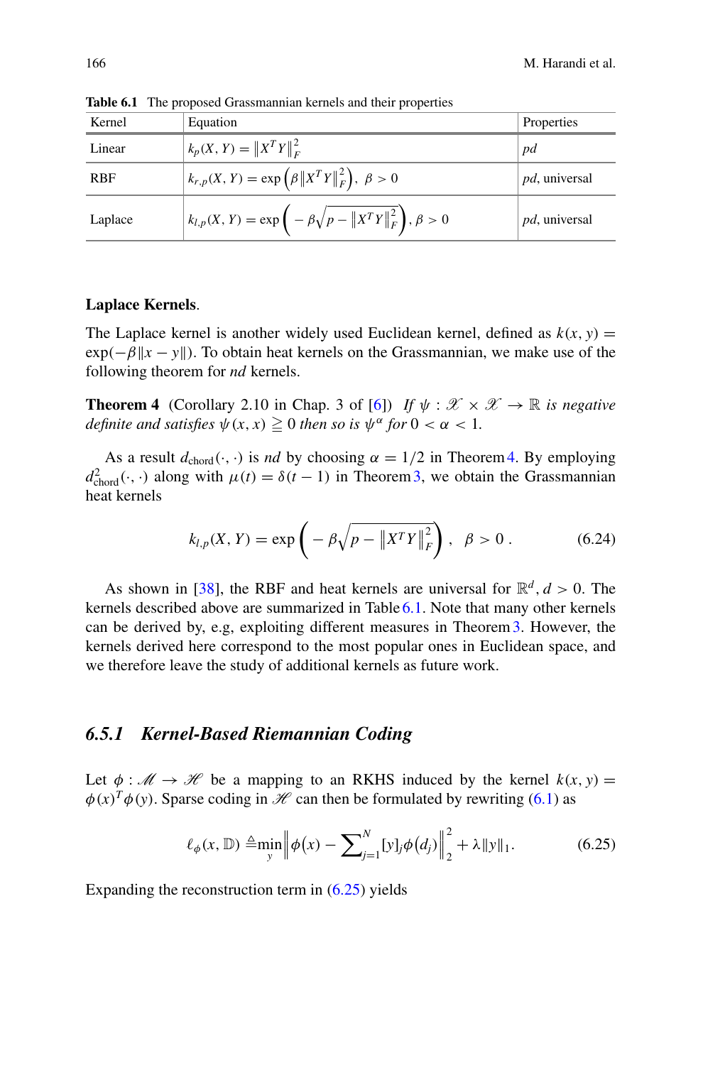**Table 6.1** The proposed Grassmannian kernels and their properties

| Kernel | Equation | Properties |
|---|---|---|
| Linear | $k_p(X, Y) = \lVert X^T Y \rVert_F^2$ | *pd* |
| RBF | $k_{r,p}(X, Y) = \exp\left(\beta \lVert X^T Y \rVert_F^2\right),\ \beta > 0$ | *pd*, universal |
| Laplace | $k_{l,p}(X, Y) = \exp\left(-\beta\sqrt{p - \lVert X^T Y \rVert_F^2}\right), \beta > 0$ | *pd*, universal |

**Laplace Kernels**.

The Laplace kernel is another widely used Euclidean kernel, defined as $k(x, y) = \exp(-\beta\|x - y\|)$. To obtain heat kernels on the Grassmannian, we make use of the following theorem for *nd* kernels.

**Theorem 4** (Corollary 2.10 in Chap. 3 of [6]) *If $\psi : \mathscr{X} \times \mathscr{X} \to \mathbb{R}$ is negative definite and satisfies $\psi(x, x) \geqq 0$ then so is $\psi^\alpha$ for $0 < \alpha < 1$.*

As a result $d_{\text{chord}}(\cdot, \cdot)$ is *nd* by choosing $\alpha = 1/2$ in Theorem 4. By employing $d^2_{\text{chord}}(\cdot, \cdot)$ along with $\mu(t) = \delta(t - 1)$ in Theorem 3, we obtain the Grassmannian heat kernels

$$k_{l,p}(X, Y) = \exp\left(-\beta\sqrt{p - \lVert X^T Y \rVert_F^2}\right), \quad \beta > 0\,. \tag{6.24}$$

As shown in [38], the RBF and heat kernels are universal for $\mathbb{R}^d, d > 0$. The kernels described above are summarized in Table 6.1. Note that many other kernels can be derived by, e.g, exploiting different measures in Theorem 3. However, the kernels derived here correspond to the most popular ones in Euclidean space, and we therefore leave the study of additional kernels as future work.

### 6.5.1 Kernel-Based Riemannian Coding

Let $\phi : \mathscr{M} \to \mathscr{H}$ be a mapping to an RKHS induced by the kernel $k(x, y) = \phi(x)^T\phi(y)$. Sparse coding in $\mathscr{H}$ can then be formulated by rewriting (6.1) as

$$\ell_\phi(x, \mathbb{D}) \triangleq \min_y \left\| \phi(x) - \sum\nolimits_{j=1}^N [y]_j \phi(d_j) \right\|_2^2 + \lambda\|y\|_1. \tag{6.25}$$

Expanding the reconstruction term in (6.25) yields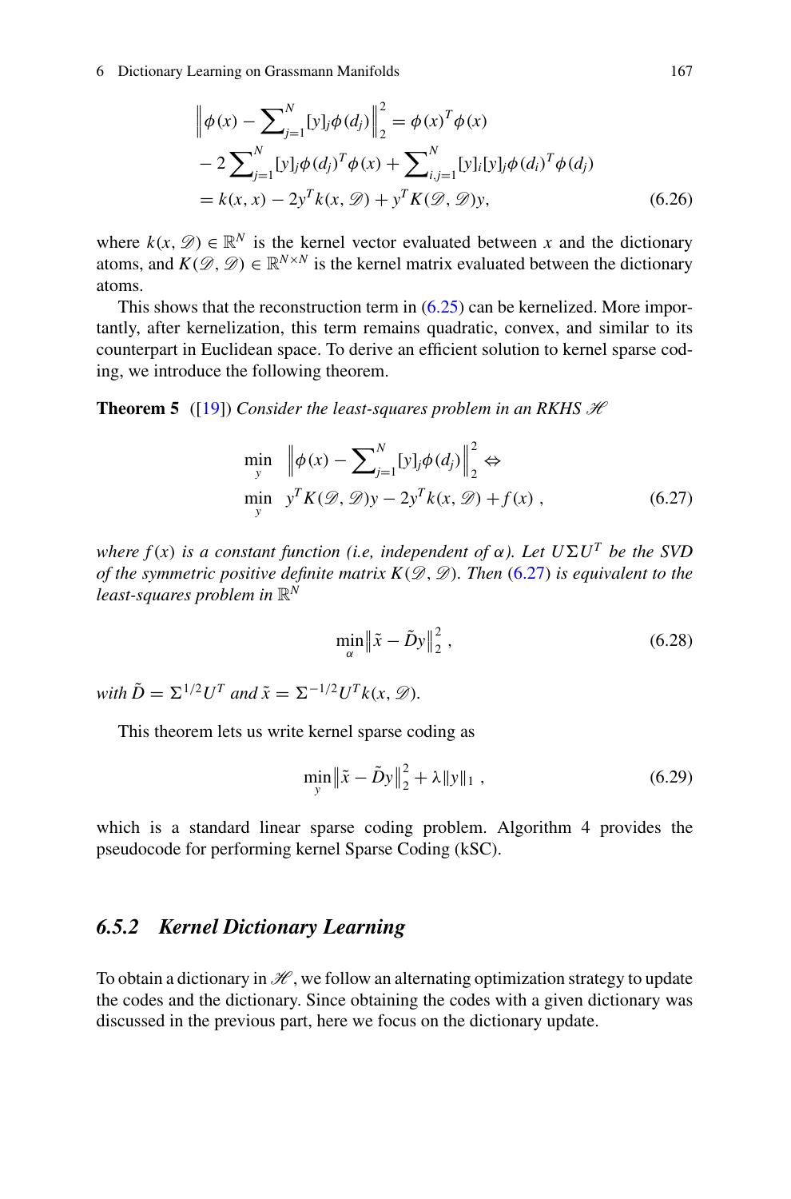$$
\begin{aligned}
\left\|\phi(x) - \sum_{j=1}^{N} [y]_j \phi(d_j)\right\|_2^2 &= \phi(x)^T \phi(x) \\
&- 2\sum_{j=1}^{N} [y]_j \phi(d_j)^T \phi(x) + \sum_{i,j=1}^{N} [y]_i [y]_j \phi(d_i)^T \phi(d_j) \\
&= k(x, x) - 2y^T k(x, \mathscr{D}) + y^T K(\mathscr{D}, \mathscr{D}) y,
\end{aligned}
\tag{6.26}
$$

where $k(x, \mathscr{D}) \in \mathbb{R}^N$ is the kernel vector evaluated between $x$ and the dictionary atoms, and $K(\mathscr{D}, \mathscr{D}) \in \mathbb{R}^{N \times N}$ is the kernel matrix evaluated between the dictionary atoms.

This shows that the reconstruction term in (6.25) can be kernelized. More importantly, after kernelization, this term remains quadratic, convex, and similar to its counterpart in Euclidean space. To derive an efficient solution to kernel sparse coding, we introduce the following theorem.

**Theorem 5** ([19]) *Consider the least-squares problem in an RKHS $\mathscr{H}$*

$$
\begin{aligned}
&\min_y \left\|\phi(x) - \sum_{j=1}^{N} [y]_j \phi(d_j)\right\|_2^2 \Leftrightarrow \\
&\min_y \; y^T K(\mathscr{D}, \mathscr{D}) y - 2y^T k(x, \mathscr{D}) + f(x) \;,
\end{aligned}
\tag{6.27}
$$

*where $f(x)$ is a constant function (i.e, independent of $\alpha$). Let $U\Sigma U^T$ be the SVD of the symmetric positive definite matrix $K(\mathscr{D}, \mathscr{D})$. Then (6.27) is equivalent to the least-squares problem in $\mathbb{R}^N$*

$$
\min_{\alpha} \left\|\tilde{x} - \tilde{D}y\right\|_2^2 \;, \tag{6.28}
$$

*with $\tilde{D} = \Sigma^{1/2} U^T$ and $\tilde{x} = \Sigma^{-1/2} U^T k(x, \mathscr{D})$.*

This theorem lets us write kernel sparse coding as

$$
\min_y \left\|\tilde{x} - \tilde{D}y\right\|_2^2 + \lambda \|y\|_1 \;, \tag{6.29}
$$

which is a standard linear sparse coding problem. Algorithm 4 provides the pseudocode for performing kernel Sparse Coding (kSC).

### 6.5.2 Kernel Dictionary Learning

To obtain a dictionary in $\mathscr{H}$, we follow an alternating optimization strategy to update the codes and the dictionary. Since obtaining the codes with a given dictionary was discussed in the previous part, here we focus on the dictionary update.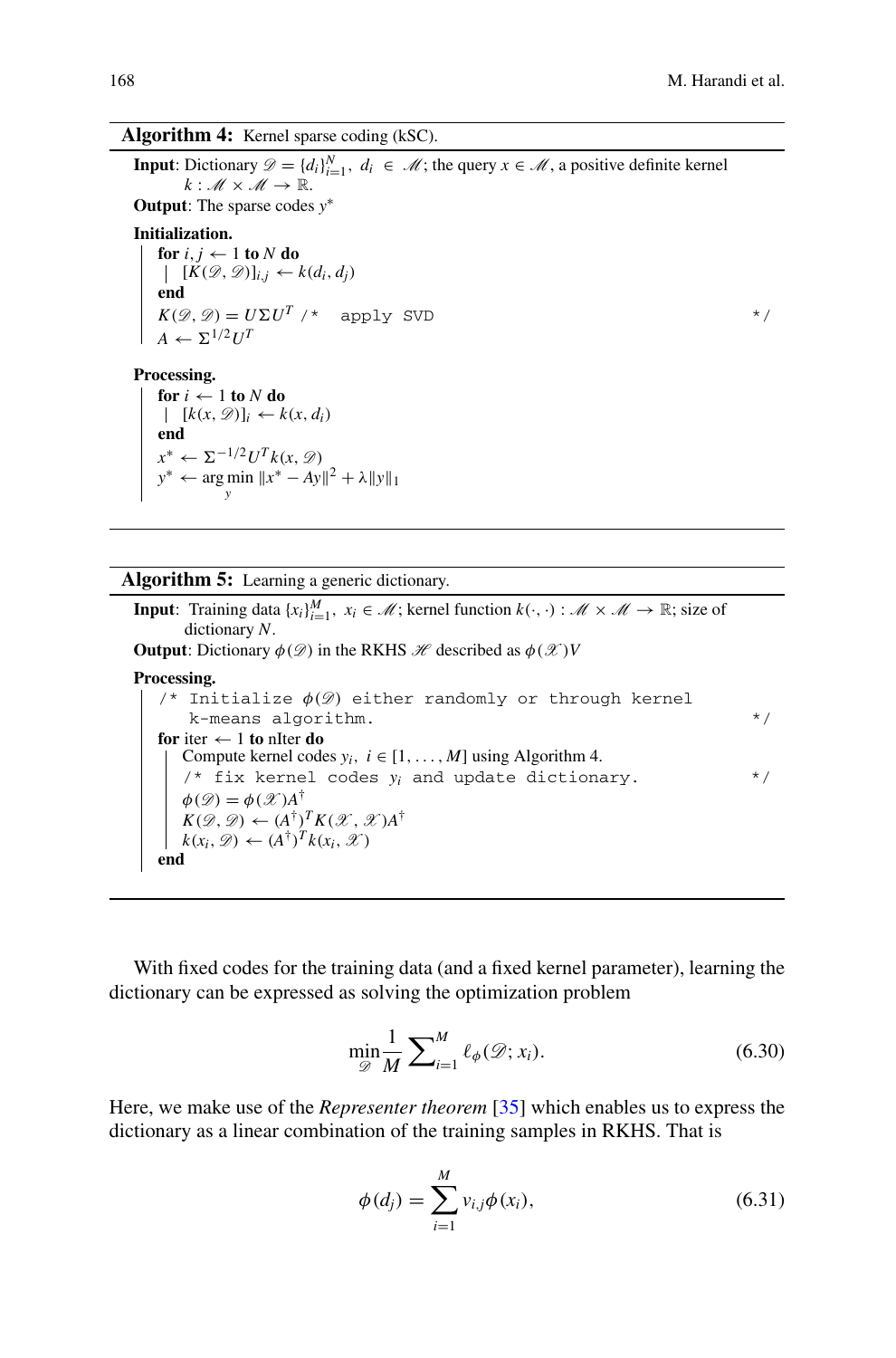**Algorithm 4:** Kernel sparse coding (kSC).

**Input**: Dictionary $\mathscr{D} = \{d_i\}_{i=1}^N,\ d_i \in \mathscr{M}$; the query $x \in \mathscr{M}$, a positive definite kernel $k : \mathscr{M} \times \mathscr{M} \rightarrow \mathbb{R}$.

**Output**: The sparse codes $y^*$

**Initialization.**

- **for** $i, j \leftarrow 1$ **to** $N$ **do**
  - $[K(\mathscr{D}, \mathscr{D})]_{i,j} \leftarrow k(d_i, d_j)$
- **end**
- $K(\mathscr{D}, \mathscr{D}) = U \Sigma U^T$ `/* apply SVD */`
- $A \leftarrow \Sigma^{1/2} U^T$

**Processing.**

- **for** $i \leftarrow 1$ **to** $N$ **do**
  - $[k(x, \mathscr{D})]_i \leftarrow k(x, d_i)$
- **end**
- $x^* \leftarrow \Sigma^{-1/2} U^T k(x, \mathscr{D})$
- $y^* \leftarrow \arg\min_y \|x^* - Ay\|^2 + \lambda \|y\|_1$

**Algorithm 5:** Learning a generic dictionary.

**Input**: Training data $\{x_i\}_{i=1}^M,\ x_i \in \mathscr{M}$; kernel function $k(\cdot, \cdot) : \mathscr{M} \times \mathscr{M} \rightarrow \mathbb{R}$; size of dictionary $N$.

**Output**: Dictionary $\phi(\mathscr{D})$ in the RKHS $\mathscr{H}$ described as $\phi(\mathscr{X})V$

**Processing.**

- `/* Initialize` $\phi(\mathscr{D})$ `either randomly or through kernel k-means algorithm. */`
- **for** iter $\leftarrow 1$ **to** nIter **do**
  - Compute kernel codes $y_i,\ i \in [1, \ldots, M]$ using Algorithm 4.
  - `/* fix kernel codes` $y_i$ `and update dictionary. */`
  - $\phi(\mathscr{D}) = \phi(\mathscr{X}) A^\dagger$
  - $K(\mathscr{D}, \mathscr{D}) \leftarrow (A^\dagger)^T K(\mathscr{X}, \mathscr{X}) A^\dagger$
  - $k(x_i, \mathscr{D}) \leftarrow (A^\dagger)^T k(x_i, \mathscr{X})$
- **end**

With fixed codes for the training data (and a fixed kernel parameter), learning the dictionary can be expressed as solving the optimization problem

$$\min_{\mathscr{D}} \frac{1}{M} \sum\nolimits_{i=1}^{M} \ell_\phi(\mathscr{D}; x_i). \tag{6.30}$$

Here, we make use of the *Representer theorem* [35] which enables us to express the dictionary as a linear combination of the training samples in RKHS. That is

$$\phi(d_j) = \sum_{i=1}^{M} v_{i,j} \phi(x_i), \tag{6.31}$$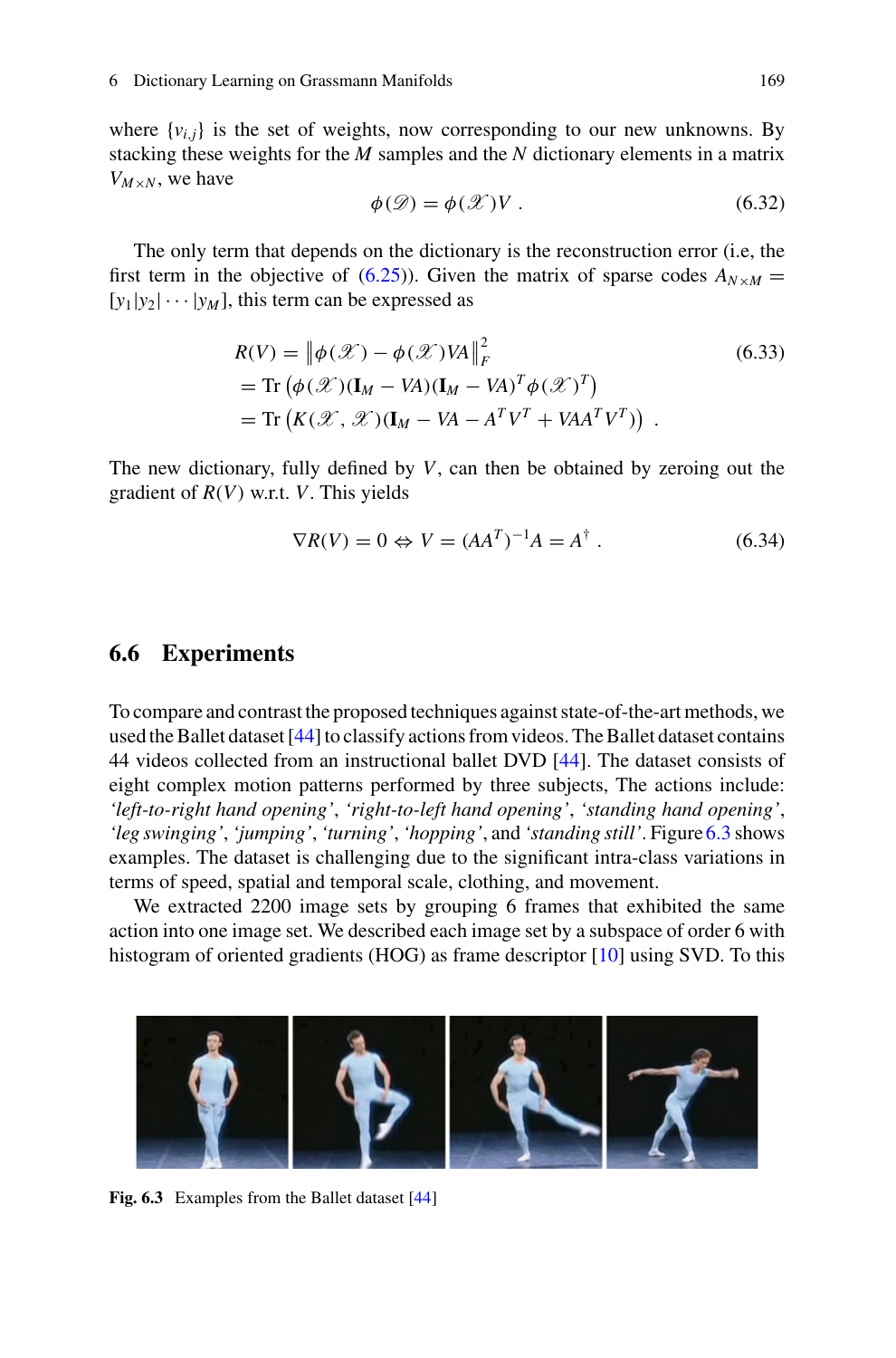where $\{v_{i,j}\}$ is the set of weights, now corresponding to our new unknowns. By stacking these weights for the $M$ samples and the $N$ dictionary elements in a matrix $V_{M \times N}$, we have

$$\phi(\mathscr{D}) = \phi(\mathscr{X})V \ . \tag{6.32}$$

The only term that depends on the dictionary is the reconstruction error (i.e, the first term in the objective of (6.25)). Given the matrix of sparse codes $A_{N \times M} = [y_1|y_2|\cdots|y_M]$, this term can be expressed as

$$\begin{aligned}
R(V) &= \left\|\phi(\mathscr{X}) - \phi(\mathscr{X})VA\right\|_F^2 \\
&= \mathrm{Tr}\left(\phi(\mathscr{X})(\mathbf{I}_M - VA)(\mathbf{I}_M - VA)^T\phi(\mathscr{X})^T\right) \\
&= \mathrm{Tr}\left(K(\mathscr{X}, \mathscr{X})(\mathbf{I}_M - VA - A^TV^T + VAA^TV^T)\right) \ .
\end{aligned} \tag{6.33}$$

The new dictionary, fully defined by $V$, can then be obtained by zeroing out the gradient of $R(V)$ w.r.t. $V$. This yields

$$\nabla R(V) = 0 \Leftrightarrow V = (AA^T)^{-1}A = A^{\dagger} \ . \tag{6.34}$$

## 6.6 Experiments

To compare and contrast the proposed techniques against state-of-the-art methods, we used the Ballet dataset [44] to classify actions from videos. The Ballet dataset contains 44 videos collected from an instructional ballet DVD [44]. The dataset consists of eight complex motion patterns performed by three subjects, The actions include: *'left-to-right hand opening'*, *'right-to-left hand opening'*, *'standing hand opening'*, *'leg swinging'*, *'jumping'*, *'turning'*, *'hopping'*, and *'standing still'*. Figure 6.3 shows examples. The dataset is challenging due to the significant intra-class variations in terms of speed, spatial and temporal scale, clothing, and movement.

We extracted 2200 image sets by grouping 6 frames that exhibited the same action into one image set. We described each image set by a subspace of order 6 with histogram of oriented gradients (HOG) as frame descriptor [10] using SVD. To this

**Fig. 6.3** Examples from the Ballet dataset [44]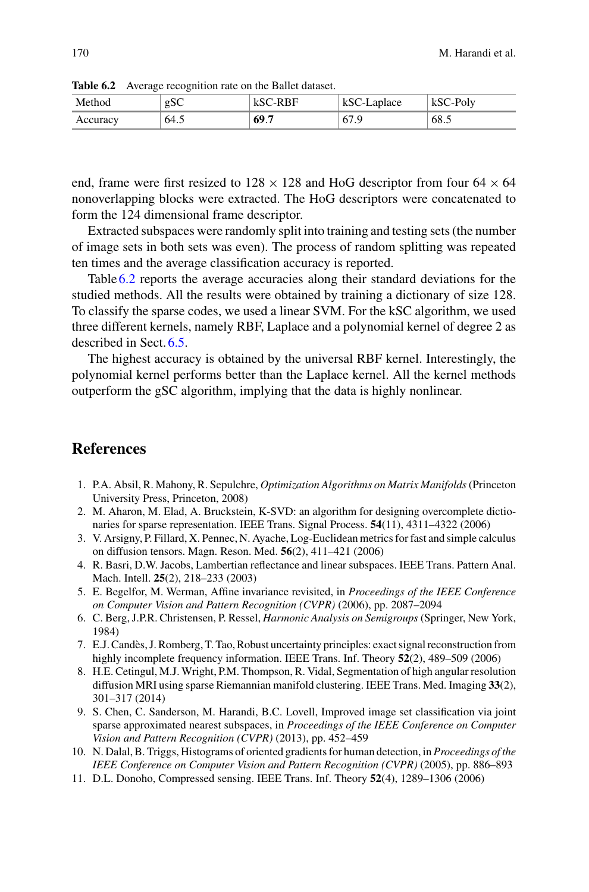**Table 6.2** Average recognition rate on the Ballet dataset.

| Method | gSC | kSC-RBF | kSC-Laplace | kSC-Poly |
|---|---|---|---|---|
| Accuracy | 64.5 | **69.7** | 67.9 | 68.5 |

end, frame were first resized to $128 \times 128$ and HoG descriptor from four $64 \times 64$ nonoverlapping blocks were extracted. The HoG descriptors were concatenated to form the 124 dimensional frame descriptor.

Extracted subspaces were randomly split into training and testing sets (the number of image sets in both sets was even). The process of random splitting was repeated ten times and the average classification accuracy is reported.

Table 6.2 reports the average accuracies along their standard deviations for the studied methods. All the results were obtained by training a dictionary of size 128. To classify the sparse codes, we used a linear SVM. For the kSC algorithm, we used three different kernels, namely RBF, Laplace and a polynomial kernel of degree 2 as described in Sect. 6.5.

The highest accuracy is obtained by the universal RBF kernel. Interestingly, the polynomial kernel performs better than the Laplace kernel. All the kernel methods outperform the gSC algorithm, implying that the data is highly nonlinear.

## References

1. P.A. Absil, R. Mahony, R. Sepulchre, *Optimization Algorithms on Matrix Manifolds* (Princeton University Press, Princeton, 2008)
2. M. Aharon, M. Elad, A. Bruckstein, K-SVD: an algorithm for designing overcomplete dictionaries for sparse representation. IEEE Trans. Signal Process. **54**(11), 4311–4322 (2006)
3. V. Arsigny, P. Fillard, X. Pennec, N. Ayache, Log-Euclidean metrics for fast and simple calculus on diffusion tensors. Magn. Reson. Med. **56**(2), 411–421 (2006)
4. R. Basri, D.W. Jacobs, Lambertian reflectance and linear subspaces. IEEE Trans. Pattern Anal. Mach. Intell. **25**(2), 218–233 (2003)
5. E. Begelfor, M. Werman, Affine invariance revisited, in *Proceedings of the IEEE Conference on Computer Vision and Pattern Recognition (CVPR)* (2006), pp. 2087–2094
6. C. Berg, J.P.R. Christensen, P. Ressel, *Harmonic Analysis on Semigroups* (Springer, New York, 1984)
7. E.J. Candès, J. Romberg, T. Tao, Robust uncertainty principles: exact signal reconstruction from highly incomplete frequency information. IEEE Trans. Inf. Theory **52**(2), 489–509 (2006)
8. H.E. Cetingul, M.J. Wright, P.M. Thompson, R. Vidal, Segmentation of high angular resolution diffusion MRI using sparse Riemannian manifold clustering. IEEE Trans. Med. Imaging **33**(2), 301–317 (2014)
9. S. Chen, C. Sanderson, M. Harandi, B.C. Lovell, Improved image set classification via joint sparse approximated nearest subspaces, in *Proceedings of the IEEE Conference on Computer Vision and Pattern Recognition (CVPR)* (2013), pp. 452–459
10. N. Dalal, B. Triggs, Histograms of oriented gradients for human detection, in *Proceedings of the IEEE Conference on Computer Vision and Pattern Recognition (CVPR)* (2005), pp. 886–893
11. D.L. Donoho, Compressed sensing. IEEE Trans. Inf. Theory **52**(4), 1289–1306 (2006)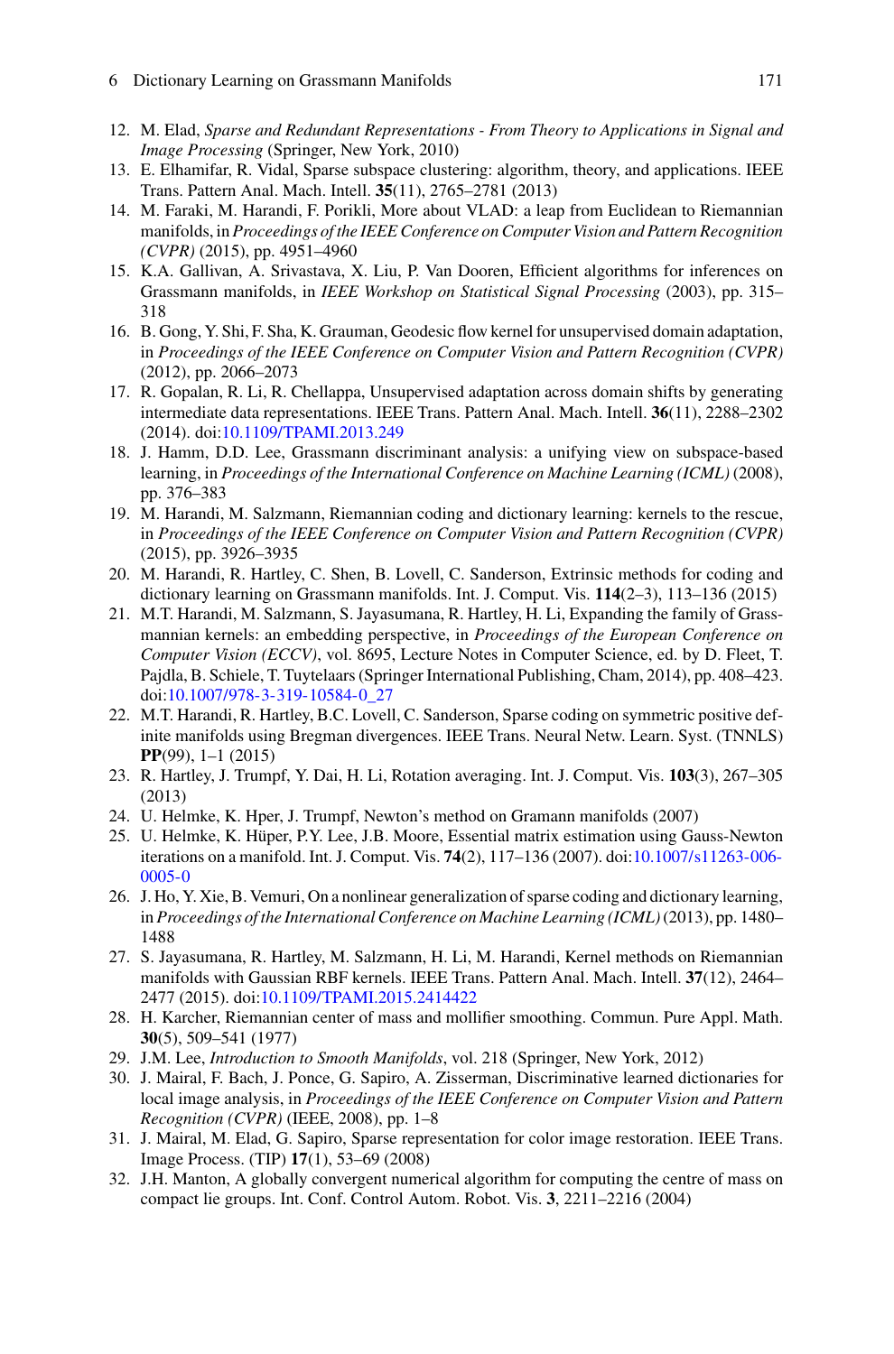12. M. Elad, *Sparse and Redundant Representations - From Theory to Applications in Signal and Image Processing* (Springer, New York, 2010)
13. E. Elhamifar, R. Vidal, Sparse subspace clustering: algorithm, theory, and applications. IEEE Trans. Pattern Anal. Mach. Intell. **35**(11), 2765–2781 (2013)
14. M. Faraki, M. Harandi, F. Porikli, More about VLAD: a leap from Euclidean to Riemannian manifolds, in *Proceedings of the IEEE Conference on Computer Vision and Pattern Recognition (CVPR)* (2015), pp. 4951–4960
15. K.A. Gallivan, A. Srivastava, X. Liu, P. Van Dooren, Efficient algorithms for inferences on Grassmann manifolds, in *IEEE Workshop on Statistical Signal Processing* (2003), pp. 315–318
16. B. Gong, Y. Shi, F. Sha, K. Grauman, Geodesic flow kernel for unsupervised domain adaptation, in *Proceedings of the IEEE Conference on Computer Vision and Pattern Recognition (CVPR)* (2012), pp. 2066–2073
17. R. Gopalan, R. Li, R. Chellappa, Unsupervised adaptation across domain shifts by generating intermediate data representations. IEEE Trans. Pattern Anal. Mach. Intell. **36**(11), 2288–2302 (2014). doi:10.1109/TPAMI.2013.249
18. J. Hamm, D.D. Lee, Grassmann discriminant analysis: a unifying view on subspace-based learning, in *Proceedings of the International Conference on Machine Learning (ICML)* (2008), pp. 376–383
19. M. Harandi, M. Salzmann, Riemannian coding and dictionary learning: kernels to the rescue, in *Proceedings of the IEEE Conference on Computer Vision and Pattern Recognition (CVPR)* (2015), pp. 3926–3935
20. M. Harandi, R. Hartley, C. Shen, B. Lovell, C. Sanderson, Extrinsic methods for coding and dictionary learning on Grassmann manifolds. Int. J. Comput. Vis. **114**(2–3), 113–136 (2015)
21. M.T. Harandi, M. Salzmann, S. Jayasumana, R. Hartley, H. Li, Expanding the family of Grassmannian kernels: an embedding perspective, in *Proceedings of the European Conference on Computer Vision (ECCV)*, vol. 8695, Lecture Notes in Computer Science, ed. by D. Fleet, T. Pajdla, B. Schiele, T. Tuytelaars (Springer International Publishing, Cham, 2014), pp. 408–423. doi:10.1007/978-3-319-10584-0_27
22. M.T. Harandi, R. Hartley, B.C. Lovell, C. Sanderson, Sparse coding on symmetric positive definite manifolds using Bregman divergences. IEEE Trans. Neural Netw. Learn. Syst. (TNNLS) **PP**(99), 1–1 (2015)
23. R. Hartley, J. Trumpf, Y. Dai, H. Li, Rotation averaging. Int. J. Comput. Vis. **103**(3), 267–305 (2013)
24. U. Helmke, K. Hper, J. Trumpf, Newton's method on Gramann manifolds (2007)
25. U. Helmke, K. Hüper, P.Y. Lee, J.B. Moore, Essential matrix estimation using Gauss-Newton iterations on a manifold. Int. J. Comput. Vis. **74**(2), 117–136 (2007). doi:10.1007/s11263-006-0005-0
26. J. Ho, Y. Xie, B. Vemuri, On a nonlinear generalization of sparse coding and dictionary learning, in *Proceedings of the International Conference on Machine Learning (ICML)* (2013), pp. 1480–1488
27. S. Jayasumana, R. Hartley, M. Salzmann, H. Li, M. Harandi, Kernel methods on Riemannian manifolds with Gaussian RBF kernels. IEEE Trans. Pattern Anal. Mach. Intell. **37**(12), 2464–2477 (2015). doi:10.1109/TPAMI.2015.2414422
28. H. Karcher, Riemannian center of mass and mollifier smoothing. Commun. Pure Appl. Math. **30**(5), 509–541 (1977)
29. J.M. Lee, *Introduction to Smooth Manifolds*, vol. 218 (Springer, New York, 2012)
30. J. Mairal, F. Bach, J. Ponce, G. Sapiro, A. Zisserman, Discriminative learned dictionaries for local image analysis, in *Proceedings of the IEEE Conference on Computer Vision and Pattern Recognition (CVPR)* (IEEE, 2008), pp. 1–8
31. J. Mairal, M. Elad, G. Sapiro, Sparse representation for color image restoration. IEEE Trans. Image Process. (TIP) **17**(1), 53–69 (2008)
32. J.H. Manton, A globally convergent numerical algorithm for computing the centre of mass on compact lie groups. Int. Conf. Control Autom. Robot. Vis. **3**, 2211–2216 (2004)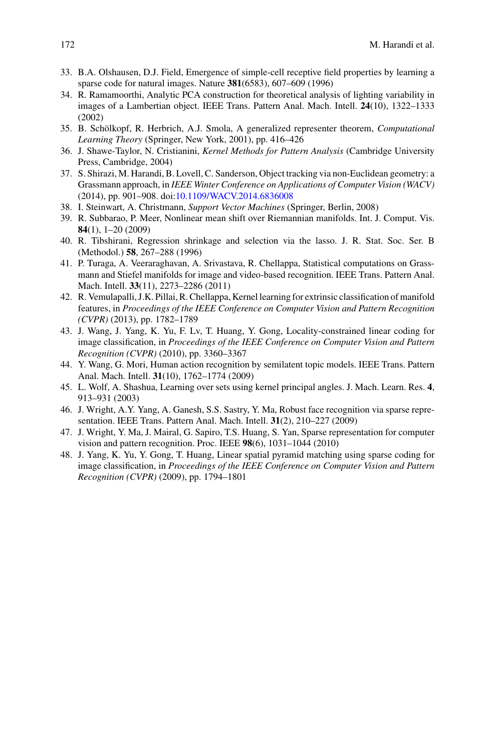33. B.A. Olshausen, D.J. Field, Emergence of simple-cell receptive field properties by learning a sparse code for natural images. Nature **381**(6583), 607–609 (1996)
34. R. Ramamoorthi, Analytic PCA construction for theoretical analysis of lighting variability in images of a Lambertian object. IEEE Trans. Pattern Anal. Mach. Intell. **24**(10), 1322–1333 (2002)
35. B. Schölkopf, R. Herbrich, A.J. Smola, A generalized representer theorem, *Computational Learning Theory* (Springer, New York, 2001), pp. 416–426
36. J. Shawe-Taylor, N. Cristianini, *Kernel Methods for Pattern Analysis* (Cambridge University Press, Cambridge, 2004)
37. S. Shirazi, M. Harandi, B. Lovell, C. Sanderson, Object tracking via non-Euclidean geometry: a Grassmann approach, in *IEEE Winter Conference on Applications of Computer Vision (WACV)* (2014), pp. 901–908. doi:10.1109/WACV.2014.6836008
38. I. Steinwart, A. Christmann, *Support Vector Machines* (Springer, Berlin, 2008)
39. R. Subbarao, P. Meer, Nonlinear mean shift over Riemannian manifolds. Int. J. Comput. Vis. **84**(1), 1–20 (2009)
40. R. Tibshirani, Regression shrinkage and selection via the lasso. J. R. Stat. Soc. Ser. B (Methodol.) **58**, 267–288 (1996)
41. P. Turaga, A. Veeraraghavan, A. Srivastava, R. Chellappa, Statistical computations on Grassmann and Stiefel manifolds for image and video-based recognition. IEEE Trans. Pattern Anal. Mach. Intell. **33**(11), 2273–2286 (2011)
42. R. Vemulapalli, J.K. Pillai, R. Chellappa, Kernel learning for extrinsic classification of manifold features, in *Proceedings of the IEEE Conference on Computer Vision and Pattern Recognition (CVPR)* (2013), pp. 1782–1789
43. J. Wang, J. Yang, K. Yu, F. Lv, T. Huang, Y. Gong, Locality-constrained linear coding for image classification, in *Proceedings of the IEEE Conference on Computer Vision and Pattern Recognition (CVPR)* (2010), pp. 3360–3367
44. Y. Wang, G. Mori, Human action recognition by semilatent topic models. IEEE Trans. Pattern Anal. Mach. Intell. **31**(10), 1762–1774 (2009)
45. L. Wolf, A. Shashua, Learning over sets using kernel principal angles. J. Mach. Learn. Res. **4**, 913–931 (2003)
46. J. Wright, A.Y. Yang, A. Ganesh, S.S. Sastry, Y. Ma, Robust face recognition via sparse representation. IEEE Trans. Pattern Anal. Mach. Intell. **31**(2), 210–227 (2009)
47. J. Wright, Y. Ma, J. Mairal, G. Sapiro, T.S. Huang, S. Yan, Sparse representation for computer vision and pattern recognition. Proc. IEEE **98**(6), 1031–1044 (2010)
48. J. Yang, K. Yu, Y. Gong, T. Huang, Linear spatial pyramid matching using sparse coding for image classification, in *Proceedings of the IEEE Conference on Computer Vision and Pattern Recognition (CVPR)* (2009), pp. 1794–1801